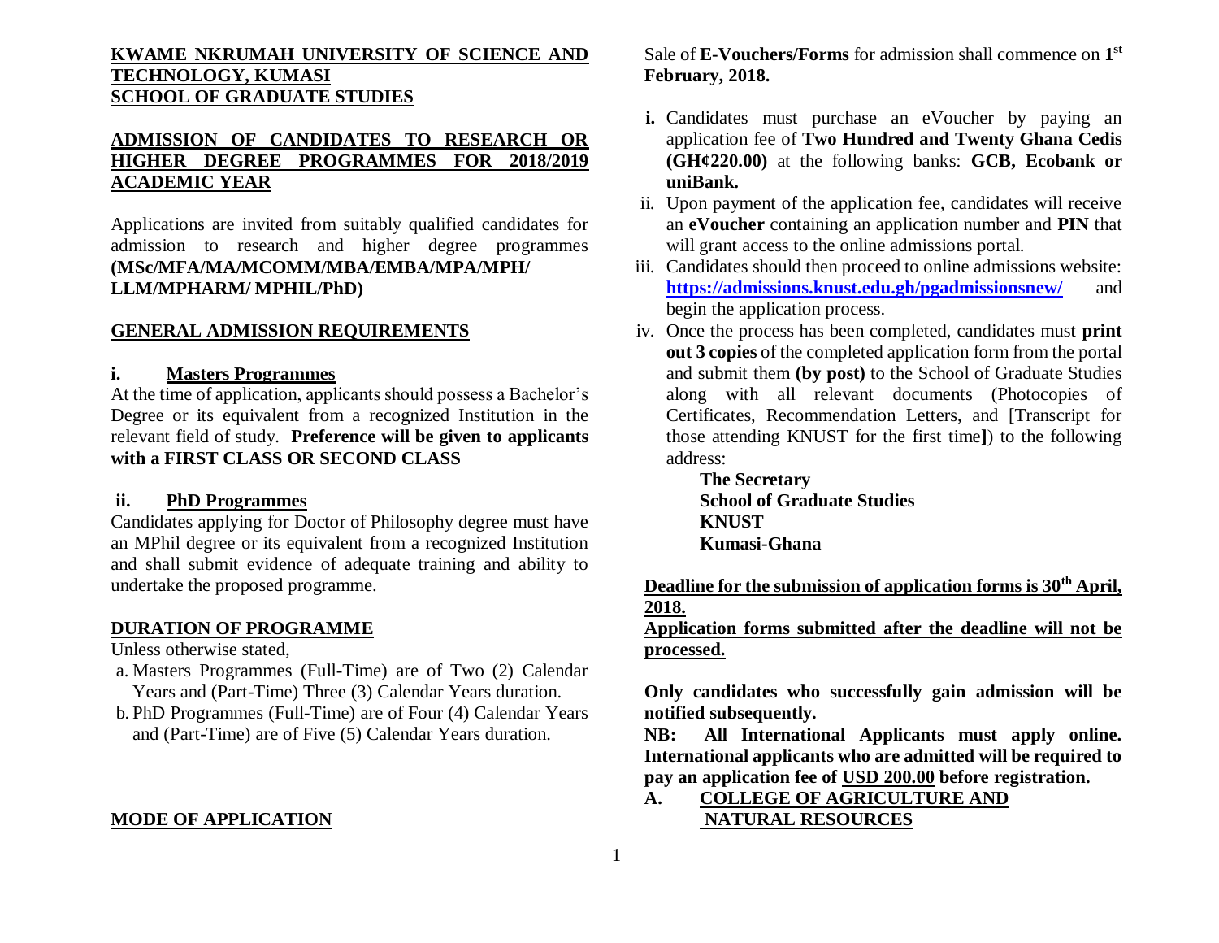# KWAME NKRUMAH UNIVERSITY OF SCIENCE AND TECHNOLOGY, KUMASI
## SCHOOL OF GRADUATE STUDIES

## ADMISSION OF CANDIDATES TO RESEARCH OR HIGHER DEGREE PROGRAMMES FOR 2018/2019 ACADEMIC YEAR

Applications are invited from suitably qualified candidates for admission to research and higher degree programmes **(MSc/MFA/MA/MCOMM/MBA/EMBA/MPA/MPH/ LLM/MPHARM/ MPHIL/PhD)**

## GENERAL ADMISSION REQUIREMENTS

### i. Masters Programmes

At the time of application, applicants should possess a Bachelor's Degree or its equivalent from a recognized Institution in the relevant field of study. **Preference will be given to applicants with a FIRST CLASS OR SECOND CLASS**

### ii. PhD Programmes

Candidates applying for Doctor of Philosophy degree must have an MPhil degree or its equivalent from a recognized Institution and shall submit evidence of adequate training and ability to undertake the proposed programme.

## DURATION OF PROGRAMME

Unless otherwise stated,

a. Masters Programmes (Full-Time) are of Two (2) Calendar Years and (Part-Time) Three (3) Calendar Years duration.
b. PhD Programmes (Full-Time) are of Four (4) Calendar Years and (Part-Time) are of Five (5) Calendar Years duration.

## MODE OF APPLICATION

Sale of **E-Vouchers/Forms** for admission shall commence on **1st February, 2018.**

i. Candidates must purchase an eVoucher by paying an application fee of **Two Hundred and Twenty Ghana Cedis (GH¢220.00)** at the following banks: **GCB, Ecobank or uniBank.**
ii. Upon payment of the application fee, candidates will receive an **eVoucher** containing an application number and **PIN** that will grant access to the online admissions portal.
iii. Candidates should then proceed to online admissions website: **https://admissions.knust.edu.gh/pgadmissionsnew/** and begin the application process.
iv. Once the process has been completed, candidates must **print out 3 copies** of the completed application form from the portal and submit them **(by post)** to the School of Graduate Studies along with all relevant documents (Photocopies of Certificates, Recommendation Letters, and [Transcript for those attending KNUST for the first time**]**) to the following address:

   **The Secretary**
   **School of Graduate Studies**
   **KNUST**
   **Kumasi-Ghana**

**Deadline for the submission of application forms is 30th April, 2018.**

**Application forms submitted after the deadline will not be processed.**

**Only candidates who successfully gain admission will be notified subsequently.**

**NB: All International Applicants must apply online. International applicants who are admitted will be required to pay an application fee of USD 200.00 before registration.**

## A. COLLEGE OF AGRICULTURE AND NATURAL RESOURCES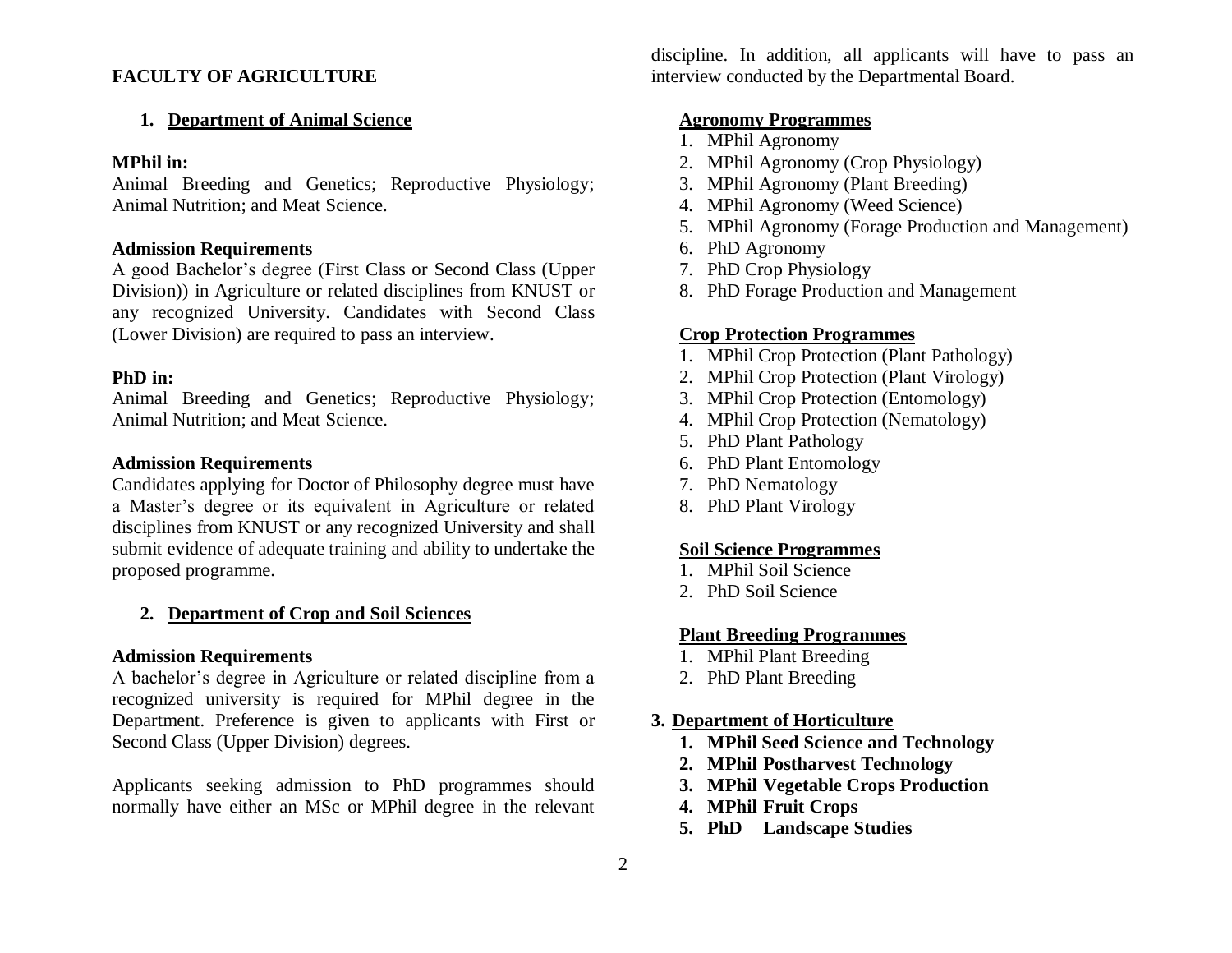# FACULTY OF AGRICULTURE

## 1. Department of Animal Science

**MPhil in:**
Animal Breeding and Genetics; Reproductive Physiology; Animal Nutrition; and Meat Science.

**Admission Requirements**
A good Bachelor's degree (First Class or Second Class (Upper Division)) in Agriculture or related disciplines from KNUST or any recognized University. Candidates with Second Class (Lower Division) are required to pass an interview.

**PhD in:**
Animal Breeding and Genetics; Reproductive Physiology; Animal Nutrition; and Meat Science.

**Admission Requirements**
Candidates applying for Doctor of Philosophy degree must have a Master's degree or its equivalent in Agriculture or related disciplines from KNUST or any recognized University and shall submit evidence of adequate training and ability to undertake the proposed programme.

## 2. Department of Crop and Soil Sciences

**Admission Requirements**
A bachelor's degree in Agriculture or related discipline from a recognized university is required for MPhil degree in the Department. Preference is given to applicants with First or Second Class (Upper Division) degrees.

Applicants seeking admission to PhD programmes should normally have either an MSc or MPhil degree in the relevant discipline. In addition, all applicants will have to pass an interview conducted by the Departmental Board.

### Agronomy Programmes

1. MPhil Agronomy
2. MPhil Agronomy (Crop Physiology)
3. MPhil Agronomy (Plant Breeding)
4. MPhil Agronomy (Weed Science)
5. MPhil Agronomy (Forage Production and Management)
6. PhD Agronomy
7. PhD Crop Physiology
8. PhD Forage Production and Management

### Crop Protection Programmes

1. MPhil Crop Protection (Plant Pathology)
2. MPhil Crop Protection (Plant Virology)
3. MPhil Crop Protection (Entomology)
4. MPhil Crop Protection (Nematology)
5. PhD Plant Pathology
6. PhD Plant Entomology
7. PhD Nematology
8. PhD Plant Virology

### Soil Science Programmes

1. MPhil Soil Science
2. PhD Soil Science

### Plant Breeding Programmes

1. MPhil Plant Breeding
2. PhD Plant Breeding

## 3. Department of Horticulture

1. **MPhil Seed Science and Technology**
2. **MPhil Postharvest Technology**
3. **MPhil Vegetable Crops Production**
4. **MPhil Fruit Crops**
5. **PhD Landscape Studies**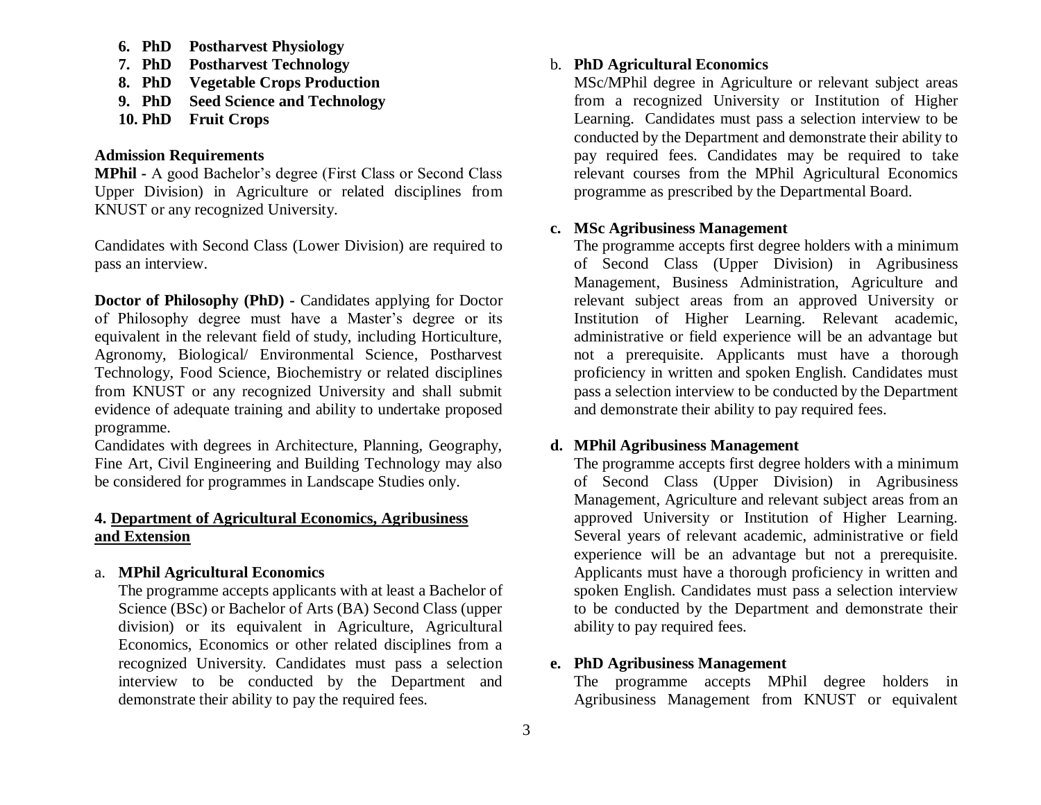6. **PhD Postharvest Physiology**
7. **PhD Postharvest Technology**
8. **PhD Vegetable Crops Production**
9. **PhD Seed Science and Technology**
10. **PhD Fruit Crops**

**Admission Requirements**

**MPhil** - A good Bachelor's degree (First Class or Second Class Upper Division) in Agriculture or related disciplines from KNUST or any recognized University.

Candidates with Second Class (Lower Division) are required to pass an interview.

**Doctor of Philosophy (PhD) -** Candidates applying for Doctor of Philosophy degree must have a Master's degree or its equivalent in the relevant field of study, including Horticulture, Agronomy, Biological/ Environmental Science, Postharvest Technology, Food Science, Biochemistry or related disciplines from KNUST or any recognized University and shall submit evidence of adequate training and ability to undertake proposed programme.

Candidates with degrees in Architecture, Planning, Geography, Fine Art, Civil Engineering and Building Technology may also be considered for programmes in Landscape Studies only.

### 4. Department of Agricultural Economics, Agribusiness and Extension

a. **MPhil Agricultural Economics**

The programme accepts applicants with at least a Bachelor of Science (BSc) or Bachelor of Arts (BA) Second Class (upper division) or its equivalent in Agriculture, Agricultural Economics, Economics or other related disciplines from a recognized University. Candidates must pass a selection interview to be conducted by the Department and demonstrate their ability to pay the required fees.

b. **PhD Agricultural Economics**

MSc/MPhil degree in Agriculture or relevant subject areas from a recognized University or Institution of Higher Learning. Candidates must pass a selection interview to be conducted by the Department and demonstrate their ability to pay required fees. Candidates may be required to take relevant courses from the MPhil Agricultural Economics programme as prescribed by the Departmental Board.

c. **MSc Agribusiness Management**

The programme accepts first degree holders with a minimum of Second Class (Upper Division) in Agribusiness Management, Business Administration, Agriculture and relevant subject areas from an approved University or Institution of Higher Learning. Relevant academic, administrative or field experience will be an advantage but not a prerequisite. Applicants must have a thorough proficiency in written and spoken English. Candidates must pass a selection interview to be conducted by the Department and demonstrate their ability to pay required fees.

d. **MPhil Agribusiness Management**

The programme accepts first degree holders with a minimum of Second Class (Upper Division) in Agribusiness Management, Agriculture and relevant subject areas from an approved University or Institution of Higher Learning. Several years of relevant academic, administrative or field experience will be an advantage but not a prerequisite. Applicants must have a thorough proficiency in written and spoken English. Candidates must pass a selection interview to be conducted by the Department and demonstrate their ability to pay required fees.

e. **PhD Agribusiness Management**

The programme accepts MPhil degree holders in Agribusiness Management from KNUST or equivalent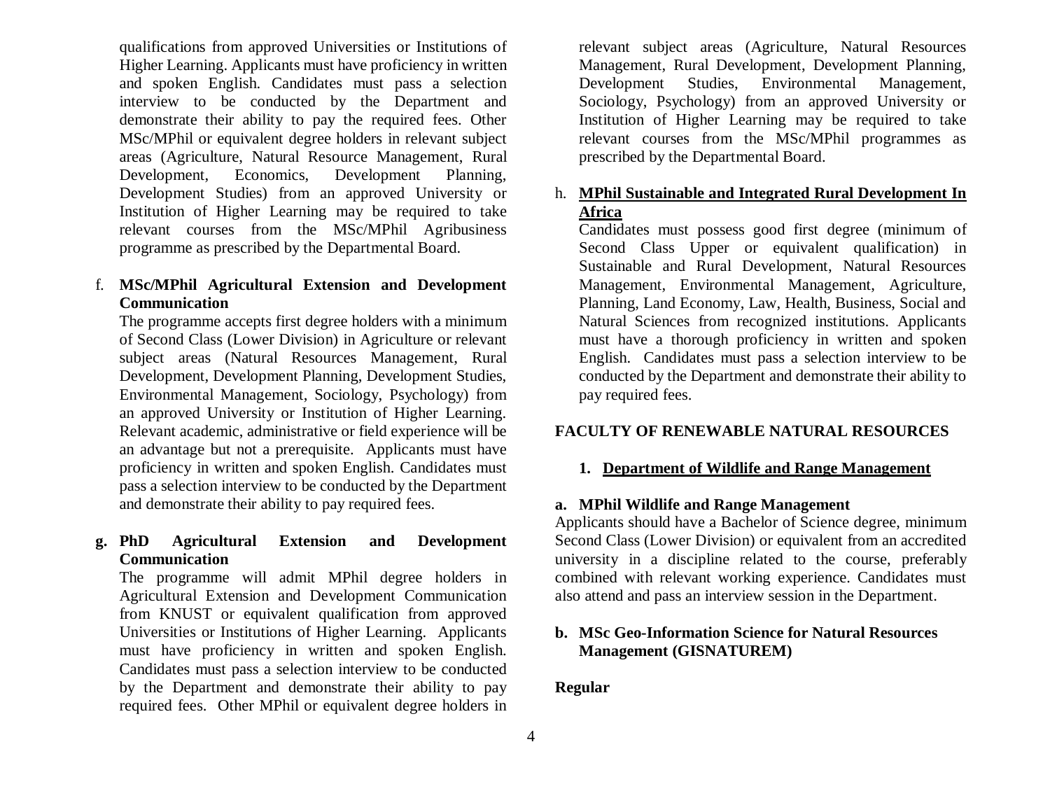qualifications from approved Universities or Institutions of Higher Learning. Applicants must have proficiency in written and spoken English. Candidates must pass a selection interview to be conducted by the Department and demonstrate their ability to pay the required fees. Other MSc/MPhil or equivalent degree holders in relevant subject areas (Agriculture, Natural Resource Management, Rural Development, Economics, Development Planning, Development Studies) from an approved University or Institution of Higher Learning may be required to take relevant courses from the MSc/MPhil Agribusiness programme as prescribed by the Departmental Board.

f. **MSc/MPhil Agricultural Extension and Development Communication**

The programme accepts first degree holders with a minimum of Second Class (Lower Division) in Agriculture or relevant subject areas (Natural Resources Management, Rural Development, Development Planning, Development Studies, Environmental Management, Sociology, Psychology) from an approved University or Institution of Higher Learning. Relevant academic, administrative or field experience will be an advantage but not a prerequisite. Applicants must have proficiency in written and spoken English. Candidates must pass a selection interview to be conducted by the Department and demonstrate their ability to pay required fees.

**g. PhD Agricultural Extension and Development Communication**

The programme will admit MPhil degree holders in Agricultural Extension and Development Communication from KNUST or equivalent qualification from approved Universities or Institutions of Higher Learning. Applicants must have proficiency in written and spoken English. Candidates must pass a selection interview to be conducted by the Department and demonstrate their ability to pay required fees. Other MPhil or equivalent degree holders in relevant subject areas (Agriculture, Natural Resources Management, Rural Development, Development Planning, Development Studies, Environmental Management, Sociology, Psychology) from an approved University or Institution of Higher Learning may be required to take relevant courses from the MSc/MPhil programmes as prescribed by the Departmental Board.

h. **MPhil Sustainable and Integrated Rural Development In Africa**

Candidates must possess good first degree (minimum of Second Class Upper or equivalent qualification) in Sustainable and Rural Development, Natural Resources Management, Environmental Management, Agriculture, Planning, Land Economy, Law, Health, Business, Social and Natural Sciences from recognized institutions. Applicants must have a thorough proficiency in written and spoken English. Candidates must pass a selection interview to be conducted by the Department and demonstrate their ability to pay required fees.

## FACULTY OF RENEWABLE NATURAL RESOURCES

### 1. Department of Wildlife and Range Management

**a. MPhil Wildlife and Range Management**

Applicants should have a Bachelor of Science degree, minimum Second Class (Lower Division) or equivalent from an accredited university in a discipline related to the course, preferably combined with relevant working experience. Candidates must also attend and pass an interview session in the Department.

**b. MSc Geo-Information Science for Natural Resources Management (GISNATUREM)**

**Regular**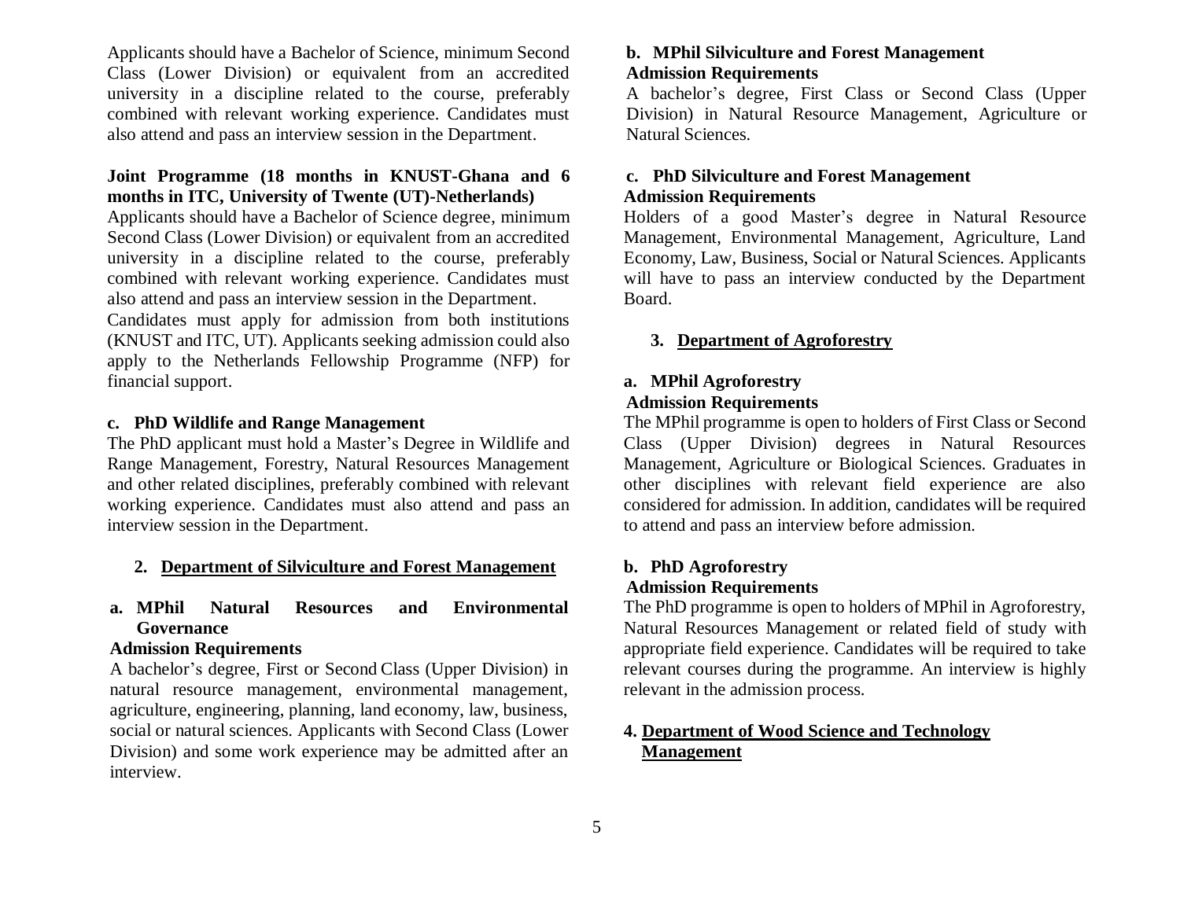Applicants should have a Bachelor of Science, minimum Second Class (Lower Division) or equivalent from an accredited university in a discipline related to the course, preferably combined with relevant working experience. Candidates must also attend and pass an interview session in the Department.

**Joint Programme (18 months in KNUST-Ghana and 6 months in ITC, University of Twente (UT)-Netherlands)**

Applicants should have a Bachelor of Science degree, minimum Second Class (Lower Division) or equivalent from an accredited university in a discipline related to the course, preferably combined with relevant working experience. Candidates must also attend and pass an interview session in the Department.

Candidates must apply for admission from both institutions (KNUST and ITC, UT). Applicants seeking admission could also apply to the Netherlands Fellowship Programme (NFP) for financial support.

**c. PhD Wildlife and Range Management**

The PhD applicant must hold a Master's Degree in Wildlife and Range Management, Forestry, Natural Resources Management and other related disciplines, preferably combined with relevant working experience. Candidates must also attend and pass an interview session in the Department.

## 2. Department of Silviculture and Forest Management

**a. MPhil Natural Resources and Environmental Governance**

**Admission Requirements**

A bachelor's degree, First or Second Class (Upper Division) in natural resource management, environmental management, agriculture, engineering, planning, land economy, law, business, social or natural sciences. Applicants with Second Class (Lower Division) and some work experience may be admitted after an interview.

**b. MPhil Silviculture and Forest Management**

**Admission Requirements**

A bachelor's degree, First Class or Second Class (Upper Division) in Natural Resource Management, Agriculture or Natural Sciences.

**c. PhD Silviculture and Forest Management**

**Admission Requirements**

Holders of a good Master's degree in Natural Resource Management, Environmental Management, Agriculture, Land Economy, Law, Business, Social or Natural Sciences. Applicants will have to pass an interview conducted by the Department Board.

## 3. Department of Agroforestry

**a. MPhil Agroforestry**

**Admission Requirements**

The MPhil programme is open to holders of First Class or Second Class (Upper Division) degrees in Natural Resources Management, Agriculture or Biological Sciences. Graduates in other disciplines with relevant field experience are also considered for admission. In addition, candidates will be required to attend and pass an interview before admission.

**b. PhD Agroforestry**

**Admission Requirements**

The PhD programme is open to holders of MPhil in Agroforestry, Natural Resources Management or related field of study with appropriate field experience. Candidates will be required to take relevant courses during the programme. An interview is highly relevant in the admission process.

## 4. Department of Wood Science and Technology Management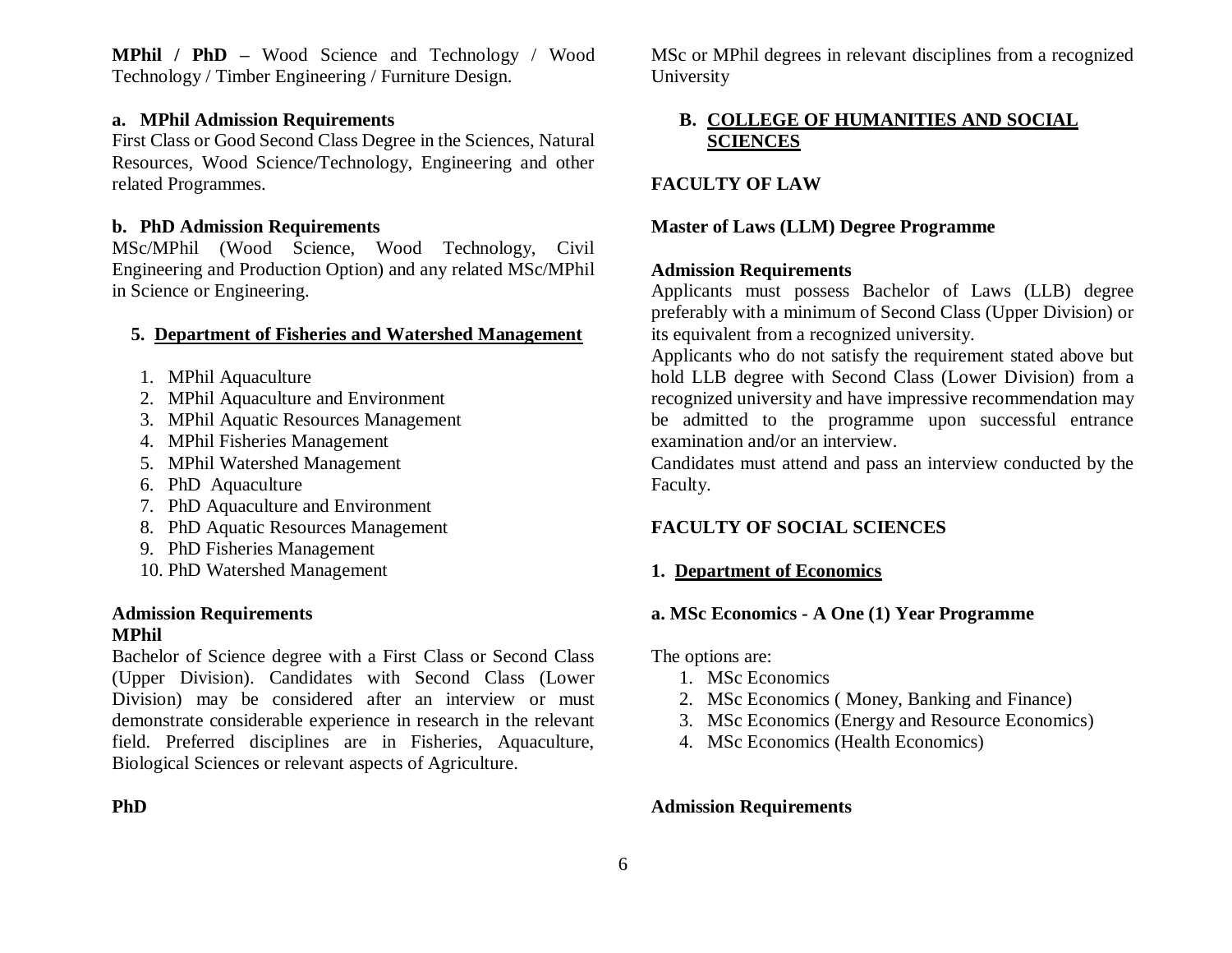**MPhil / PhD –** Wood Science and Technology / Wood Technology / Timber Engineering / Furniture Design.

**a. MPhil Admission Requirements**

First Class or Good Second Class Degree in the Sciences, Natural Resources, Wood Science/Technology, Engineering and other related Programmes.

**b. PhD Admission Requirements**

MSc/MPhil (Wood Science, Wood Technology, Civil Engineering and Production Option) and any related MSc/MPhil in Science or Engineering.

**5. Department of Fisheries and Watershed Management**

1. MPhil Aquaculture
2. MPhil Aquaculture and Environment
3. MPhil Aquatic Resources Management
4. MPhil Fisheries Management
5. MPhil Watershed Management
6. PhD Aquaculture
7. PhD Aquaculture and Environment
8. PhD Aquatic Resources Management
9. PhD Fisheries Management
10. PhD Watershed Management

**Admission Requirements**

**MPhil**

Bachelor of Science degree with a First Class or Second Class (Upper Division). Candidates with Second Class (Lower Division) may be considered after an interview or must demonstrate considerable experience in research in the relevant field. Preferred disciplines are in Fisheries, Aquaculture, Biological Sciences or relevant aspects of Agriculture.

**PhD**

MSc or MPhil degrees in relevant disciplines from a recognized University

## B. COLLEGE OF HUMANITIES AND SOCIAL SCIENCES

### FACULTY OF LAW

**Master of Laws (LLM) Degree Programme**

**Admission Requirements**

Applicants must possess Bachelor of Laws (LLB) degree preferably with a minimum of Second Class (Upper Division) or its equivalent from a recognized university.

Applicants who do not satisfy the requirement stated above but hold LLB degree with Second Class (Lower Division) from a recognized university and have impressive recommendation may be admitted to the programme upon successful entrance examination and/or an interview.

Candidates must attend and pass an interview conducted by the Faculty.

### FACULTY OF SOCIAL SCIENCES

**1. Department of Economics**

**a. MSc Economics - A One (1) Year Programme**

The options are:

1. MSc Economics
2. MSc Economics ( Money, Banking and Finance)
3. MSc Economics (Energy and Resource Economics)
4. MSc Economics (Health Economics)

**Admission Requirements**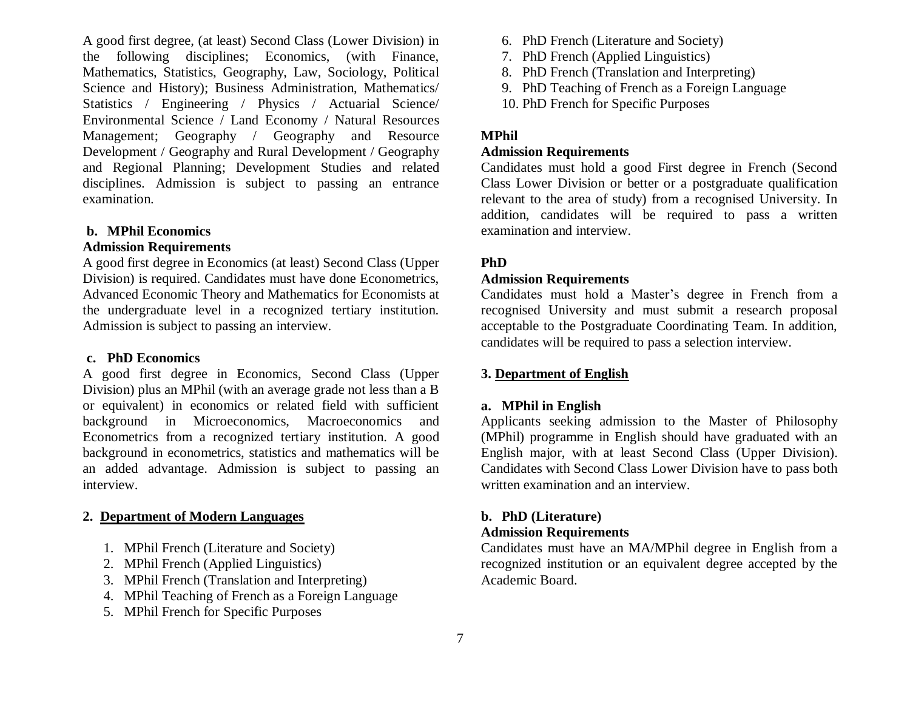A good first degree, (at least) Second Class (Lower Division) in the following disciplines; Economics, (with Finance, Mathematics, Statistics, Geography, Law, Sociology, Political Science and History); Business Administration, Mathematics/ Statistics / Engineering / Physics / Actuarial Science/ Environmental Science / Land Economy / Natural Resources Management; Geography / Geography and Resource Development / Geography and Rural Development / Geography and Regional Planning; Development Studies and related disciplines. Admission is subject to passing an entrance examination.

**b. MPhil Economics**

**Admission Requirements**

A good first degree in Economics (at least) Second Class (Upper Division) is required. Candidates must have done Econometrics, Advanced Economic Theory and Mathematics for Economists at the undergraduate level in a recognized tertiary institution. Admission is subject to passing an interview.

**c. PhD Economics**

A good first degree in Economics, Second Class (Upper Division) plus an MPhil (with an average grade not less than a B or equivalent) in economics or related field with sufficient background in Microeconomics, Macroeconomics and Econometrics from a recognized tertiary institution. A good background in econometrics, statistics and mathematics will be an added advantage. Admission is subject to passing an interview.

## 2. Department of Modern Languages

1. MPhil French (Literature and Society)
2. MPhil French (Applied Linguistics)
3. MPhil French (Translation and Interpreting)
4. MPhil Teaching of French as a Foreign Language
5. MPhil French for Specific Purposes
6. PhD French (Literature and Society)
7. PhD French (Applied Linguistics)
8. PhD French (Translation and Interpreting)
9. PhD Teaching of French as a Foreign Language
10. PhD French for Specific Purposes

**MPhil**

**Admission Requirements**

Candidates must hold a good First degree in French (Second Class Lower Division or better or a postgraduate qualification relevant to the area of study) from a recognised University. In addition, candidates will be required to pass a written examination and interview.

**PhD**

**Admission Requirements**

Candidates must hold a Master's degree in French from a recognised University and must submit a research proposal acceptable to the Postgraduate Coordinating Team. In addition, candidates will be required to pass a selection interview.

## 3. Department of English

**a. MPhil in English**

Applicants seeking admission to the Master of Philosophy (MPhil) programme in English should have graduated with an English major, with at least Second Class (Upper Division). Candidates with Second Class Lower Division have to pass both written examination and an interview.

**b. PhD (Literature)**

**Admission Requirements**

Candidates must have an MA/MPhil degree in English from a recognized institution or an equivalent degree accepted by the Academic Board.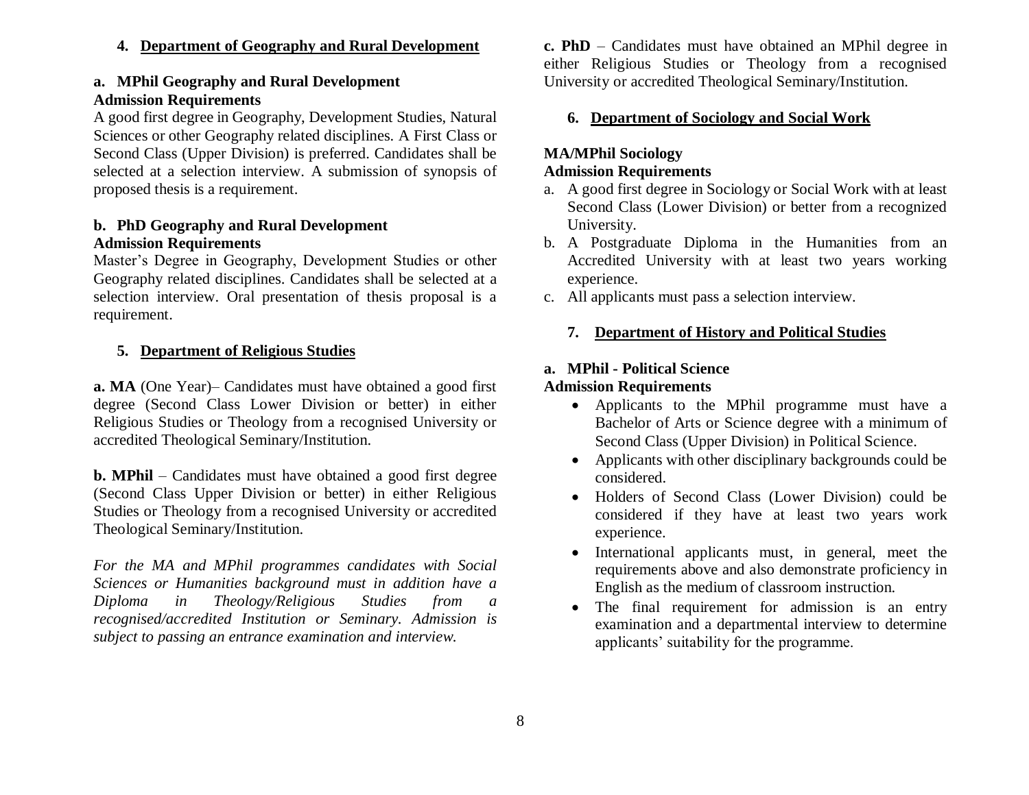### 4. Department of Geography and Rural Development

**a. MPhil Geography and Rural Development**
**Admission Requirements**

A good first degree in Geography, Development Studies, Natural Sciences or other Geography related disciplines. A First Class or Second Class (Upper Division) is preferred. Candidates shall be selected at a selection interview. A submission of synopsis of proposed thesis is a requirement.

**b. PhD Geography and Rural Development**
**Admission Requirements**

Master's Degree in Geography, Development Studies or other Geography related disciplines. Candidates shall be selected at a selection interview. Oral presentation of thesis proposal is a requirement.

### 5. Department of Religious Studies

**a. MA** (One Year)– Candidates must have obtained a good first degree (Second Class Lower Division or better) in either Religious Studies or Theology from a recognised University or accredited Theological Seminary/Institution.

**b. MPhil** – Candidates must have obtained a good first degree (Second Class Upper Division or better) in either Religious Studies or Theology from a recognised University or accredited Theological Seminary/Institution.

*For the MA and MPhil programmes candidates with Social Sciences or Humanities background must in addition have a Diploma in Theology/Religious Studies from a recognised/accredited Institution or Seminary. Admission is subject to passing an entrance examination and interview.*

**c. PhD** – Candidates must have obtained an MPhil degree in either Religious Studies or Theology from a recognised University or accredited Theological Seminary/Institution.

### 6. Department of Sociology and Social Work

**MA/MPhil Sociology**
**Admission Requirements**

a. A good first degree in Sociology or Social Work with at least Second Class (Lower Division) or better from a recognized University.
b. A Postgraduate Diploma in the Humanities from an Accredited University with at least two years working experience.
c. All applicants must pass a selection interview.

### 7. Department of History and Political Studies

**a. MPhil - Political Science**
**Admission Requirements**

- Applicants to the MPhil programme must have a Bachelor of Arts or Science degree with a minimum of Second Class (Upper Division) in Political Science.
- Applicants with other disciplinary backgrounds could be considered.
- Holders of Second Class (Lower Division) could be considered if they have at least two years work experience.
- International applicants must, in general, meet the requirements above and also demonstrate proficiency in English as the medium of classroom instruction.
- The final requirement for admission is an entry examination and a departmental interview to determine applicants' suitability for the programme.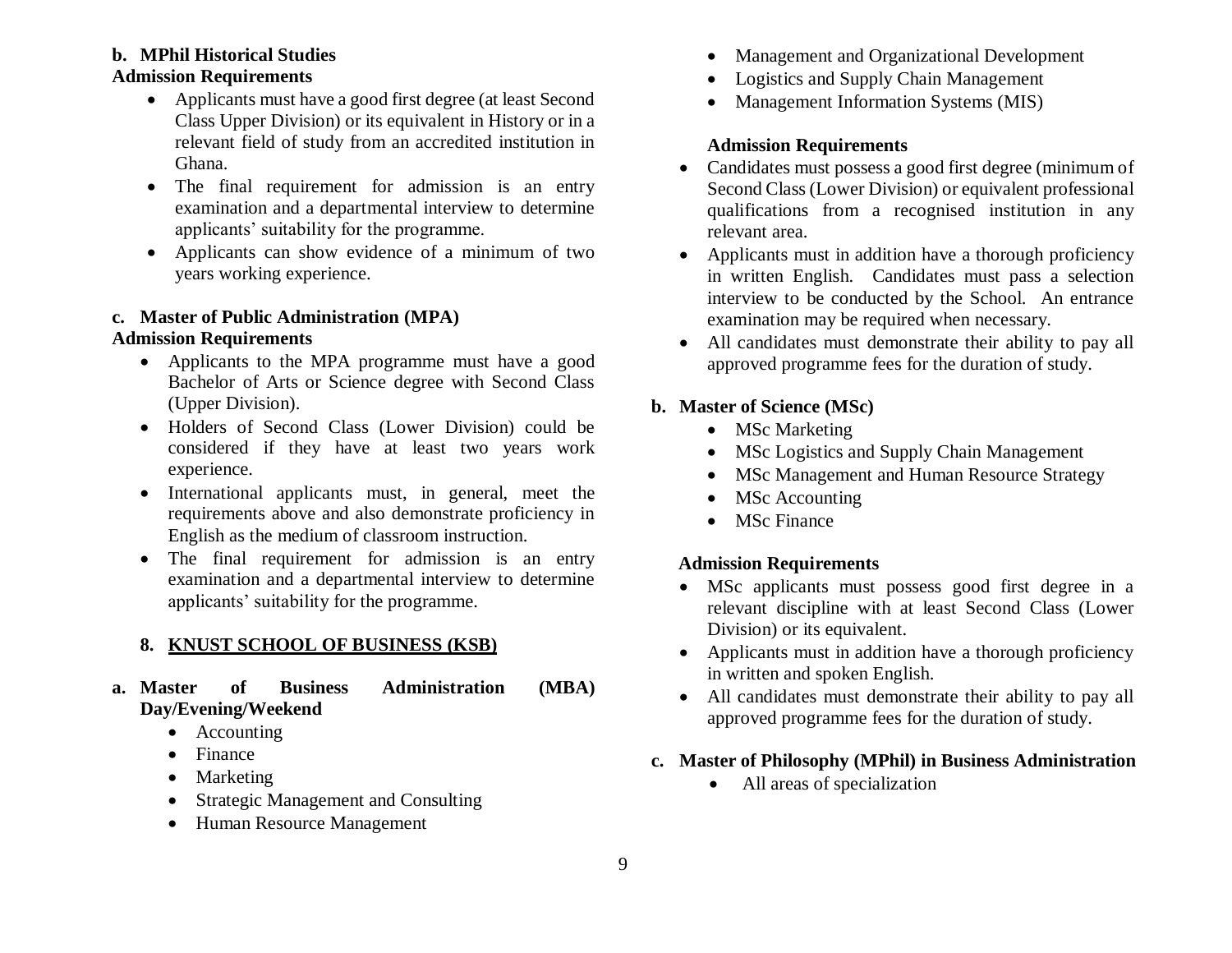**b. MPhil Historical Studies**

**Admission Requirements**

- Applicants must have a good first degree (at least Second Class Upper Division) or its equivalent in History or in a relevant field of study from an accredited institution in Ghana.
- The final requirement for admission is an entry examination and a departmental interview to determine applicants' suitability for the programme.
- Applicants can show evidence of a minimum of two years working experience.

**c. Master of Public Administration (MPA)**

**Admission Requirements**

- Applicants to the MPA programme must have a good Bachelor of Arts or Science degree with Second Class (Upper Division).
- Holders of Second Class (Lower Division) could be considered if they have at least two years work experience.
- International applicants must, in general, meet the requirements above and also demonstrate proficiency in English as the medium of classroom instruction.
- The final requirement for admission is an entry examination and a departmental interview to determine applicants' suitability for the programme.

## 8. KNUST SCHOOL OF BUSINESS (KSB)

**a. Master of Business Administration (MBA) Day/Evening/Weekend**

- Accounting
- Finance
- Marketing
- Strategic Management and Consulting
- Human Resource Management
- Management and Organizational Development
- Logistics and Supply Chain Management
- Management Information Systems (MIS)

**Admission Requirements**

- Candidates must possess a good first degree (minimum of Second Class (Lower Division) or equivalent professional qualifications from a recognised institution in any relevant area.
- Applicants must in addition have a thorough proficiency in written English. Candidates must pass a selection interview to be conducted by the School. An entrance examination may be required when necessary.
- All candidates must demonstrate their ability to pay all approved programme fees for the duration of study.

**b. Master of Science (MSc)**

- MSc Marketing
- MSc Logistics and Supply Chain Management
- MSc Management and Human Resource Strategy
- MSc Accounting
- MSc Finance

**Admission Requirements**

- MSc applicants must possess good first degree in a relevant discipline with at least Second Class (Lower Division) or its equivalent.
- Applicants must in addition have a thorough proficiency in written and spoken English.
- All candidates must demonstrate their ability to pay all approved programme fees for the duration of study.

**c. Master of Philosophy (MPhil) in Business Administration**

- All areas of specialization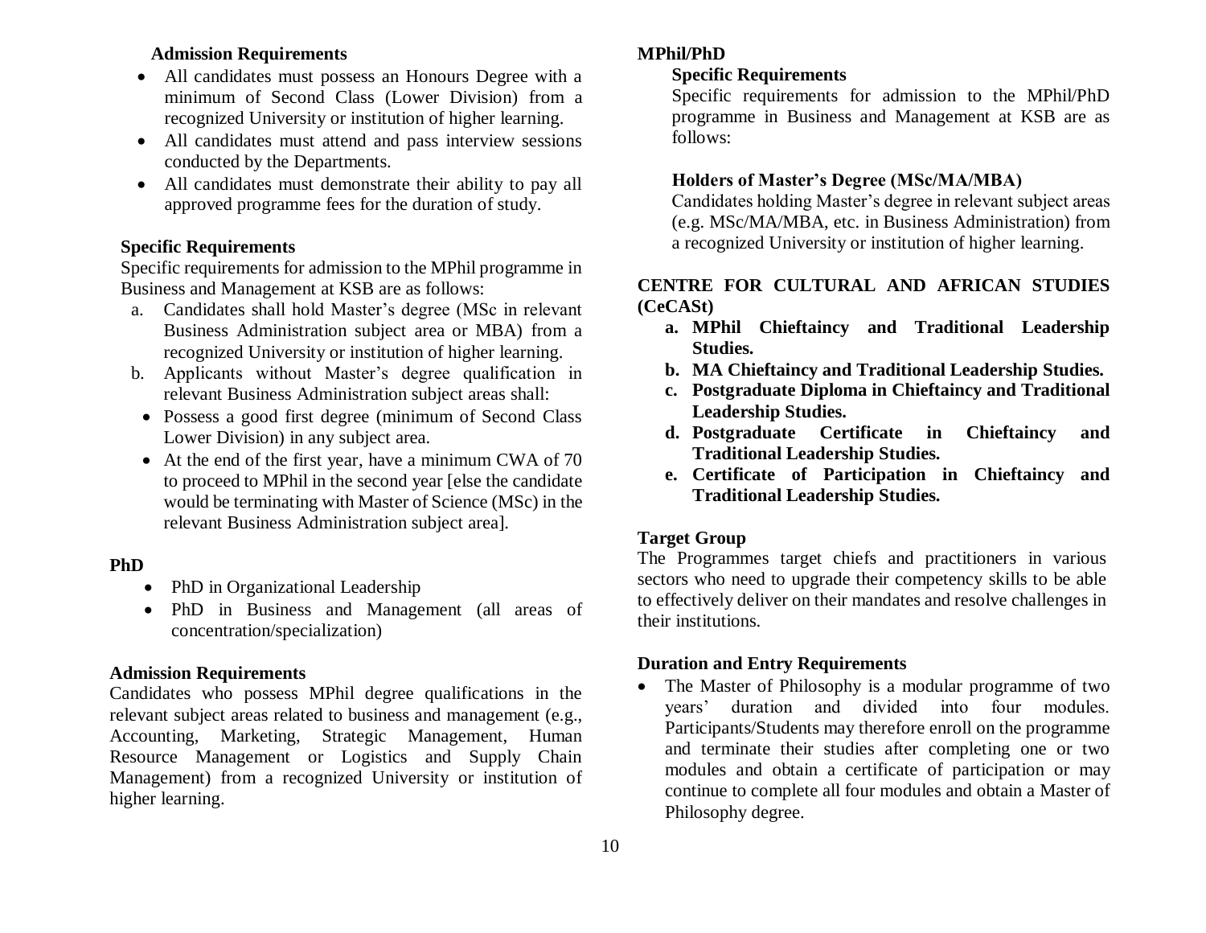### Admission Requirements

- All candidates must possess an Honours Degree with a minimum of Second Class (Lower Division) from a recognized University or institution of higher learning.
- All candidates must attend and pass interview sessions conducted by the Departments.
- All candidates must demonstrate their ability to pay all approved programme fees for the duration of study.

### Specific Requirements

Specific requirements for admission to the MPhil programme in Business and Management at KSB are as follows:

a. Candidates shall hold Master's degree (MSc in relevant Business Administration subject area or MBA) from a recognized University or institution of higher learning.
b. Applicants without Master's degree qualification in relevant Business Administration subject areas shall:
   - Possess a good first degree (minimum of Second Class Lower Division) in any subject area.
   - At the end of the first year, have a minimum CWA of 70 to proceed to MPhil in the second year [else the candidate would be terminating with Master of Science (MSc) in the relevant Business Administration subject area].

## PhD

- PhD in Organizational Leadership
- PhD in Business and Management (all areas of concentration/specialization)

### Admission Requirements

Candidates who possess MPhil degree qualifications in the relevant subject areas related to business and management (e.g., Accounting, Marketing, Strategic Management, Human Resource Management or Logistics and Supply Chain Management) from a recognized University or institution of higher learning.

## MPhil/PhD

### Specific Requirements

Specific requirements for admission to the MPhil/PhD programme in Business and Management at KSB are as follows:

#### Holders of Master's Degree (MSc/MA/MBA)

Candidates holding Master's degree in relevant subject areas (e.g. MSc/MA/MBA, etc. in Business Administration) from a recognized University or institution of higher learning.

## CENTRE FOR CULTURAL AND AFRICAN STUDIES (CeCASt)

a. **MPhil Chieftaincy and Traditional Leadership Studies.**
b. **MA Chieftaincy and Traditional Leadership Studies.**
c. **Postgraduate Diploma in Chieftaincy and Traditional Leadership Studies.**
d. **Postgraduate Certificate in Chieftaincy and Traditional Leadership Studies.**
e. **Certificate of Participation in Chieftaincy and Traditional Leadership Studies.**

### Target Group

The Programmes target chiefs and practitioners in various sectors who need to upgrade their competency skills to be able to effectively deliver on their mandates and resolve challenges in their institutions.

### Duration and Entry Requirements

- The Master of Philosophy is a modular programme of two years' duration and divided into four modules. Participants/Students may therefore enroll on the programme and terminate their studies after completing one or two modules and obtain a certificate of participation or may continue to complete all four modules and obtain a Master of Philosophy degree.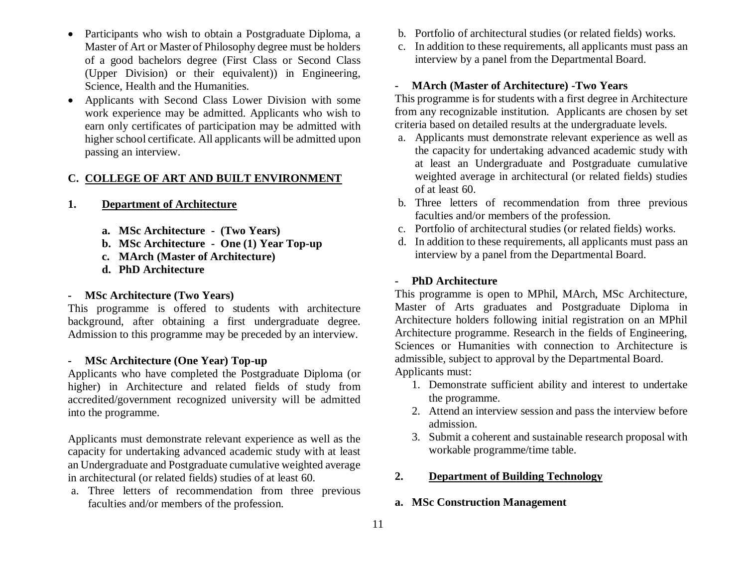- Participants who wish to obtain a Postgraduate Diploma, a Master of Art or Master of Philosophy degree must be holders of a good bachelors degree (First Class or Second Class (Upper Division) or their equivalent)) in Engineering, Science, Health and the Humanities.
- Applicants with Second Class Lower Division with some work experience may be admitted. Applicants who wish to earn only certificates of participation may be admitted with higher school certificate. All applicants will be admitted upon passing an interview.

## C. COLLEGE OF ART AND BUILT ENVIRONMENT

### 1. Department of Architecture

a. **MSc Architecture - (Two Years)**
b. **MSc Architecture - One (1) Year Top-up**
c. **MArch (Master of Architecture)**
d. **PhD Architecture**

#### - MSc Architecture (Two Years)

This programme is offered to students with architecture background, after obtaining a first undergraduate degree. Admission to this programme may be preceded by an interview.

#### - MSc Architecture (One Year) Top-up

Applicants who have completed the Postgraduate Diploma (or higher) in Architecture and related fields of study from accredited/government recognized university will be admitted into the programme.

Applicants must demonstrate relevant experience as well as the capacity for undertaking advanced academic study with at least an Undergraduate and Postgraduate cumulative weighted average in architectural (or related fields) studies of at least 60.

a. Three letters of recommendation from three previous faculties and/or members of the profession.
b. Portfolio of architectural studies (or related fields) works.
c. In addition to these requirements, all applicants must pass an interview by a panel from the Departmental Board.

#### - MArch (Master of Architecture) -Two Years

This programme is for students with a first degree in Architecture from any recognizable institution. Applicants are chosen by set criteria based on detailed results at the undergraduate levels.

a. Applicants must demonstrate relevant experience as well as the capacity for undertaking advanced academic study with at least an Undergraduate and Postgraduate cumulative weighted average in architectural (or related fields) studies of at least 60.
b. Three letters of recommendation from three previous faculties and/or members of the profession.
c. Portfolio of architectural studies (or related fields) works.
d. In addition to these requirements, all applicants must pass an interview by a panel from the Departmental Board.

#### - PhD Architecture

This programme is open to MPhil, MArch, MSc Architecture, Master of Arts graduates and Postgraduate Diploma in Architecture holders following initial registration on an MPhil Architecture programme. Research in the fields of Engineering, Sciences or Humanities with connection to Architecture is admissible, subject to approval by the Departmental Board.
Applicants must:

1. Demonstrate sufficient ability and interest to undertake the programme.
2. Attend an interview session and pass the interview before admission.
3. Submit a coherent and sustainable research proposal with workable programme/time table.

### 2. Department of Building Technology

**a. MSc Construction Management**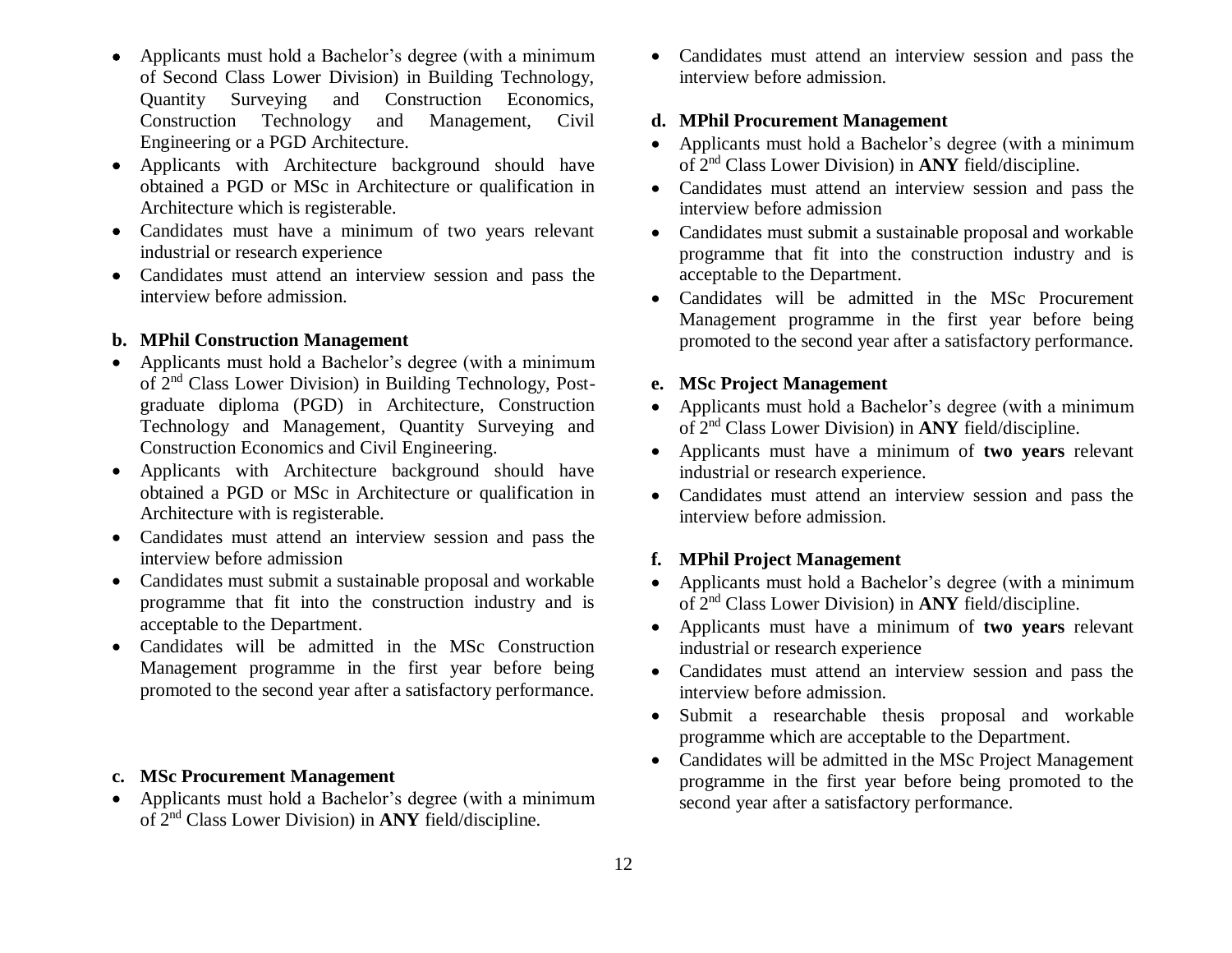- Applicants must hold a Bachelor's degree (with a minimum of Second Class Lower Division) in Building Technology, Quantity Surveying and Construction Economics, Construction Technology and Management, Civil Engineering or a PGD Architecture.
- Applicants with Architecture background should have obtained a PGD or MSc in Architecture or qualification in Architecture which is registerable.
- Candidates must have a minimum of two years relevant industrial or research experience
- Candidates must attend an interview session and pass the interview before admission.

**b. MPhil Construction Management**

- Applicants must hold a Bachelor's degree (with a minimum of 2nd Class Lower Division) in Building Technology, Post-graduate diploma (PGD) in Architecture, Construction Technology and Management, Quantity Surveying and Construction Economics and Civil Engineering.
- Applicants with Architecture background should have obtained a PGD or MSc in Architecture or qualification in Architecture with is registerable.
- Candidates must attend an interview session and pass the interview before admission
- Candidates must submit a sustainable proposal and workable programme that fit into the construction industry and is acceptable to the Department.
- Candidates will be admitted in the MSc Construction Management programme in the first year before being promoted to the second year after a satisfactory performance.

**c. MSc Procurement Management**

- Applicants must hold a Bachelor's degree (with a minimum of 2nd Class Lower Division) in **ANY** field/discipline.
- Candidates must attend an interview session and pass the interview before admission.

**d. MPhil Procurement Management**

- Applicants must hold a Bachelor's degree (with a minimum of 2nd Class Lower Division) in **ANY** field/discipline.
- Candidates must attend an interview session and pass the interview before admission
- Candidates must submit a sustainable proposal and workable programme that fit into the construction industry and is acceptable to the Department.
- Candidates will be admitted in the MSc Procurement Management programme in the first year before being promoted to the second year after a satisfactory performance.

**e. MSc Project Management**

- Applicants must hold a Bachelor's degree (with a minimum of 2nd Class Lower Division) in **ANY** field/discipline.
- Applicants must have a minimum of **two years** relevant industrial or research experience.
- Candidates must attend an interview session and pass the interview before admission.

**f. MPhil Project Management**

- Applicants must hold a Bachelor's degree (with a minimum of 2nd Class Lower Division) in **ANY** field/discipline.
- Applicants must have a minimum of **two years** relevant industrial or research experience
- Candidates must attend an interview session and pass the interview before admission.
- Submit a researchable thesis proposal and workable programme which are acceptable to the Department.
- Candidates will be admitted in the MSc Project Management programme in the first year before being promoted to the second year after a satisfactory performance.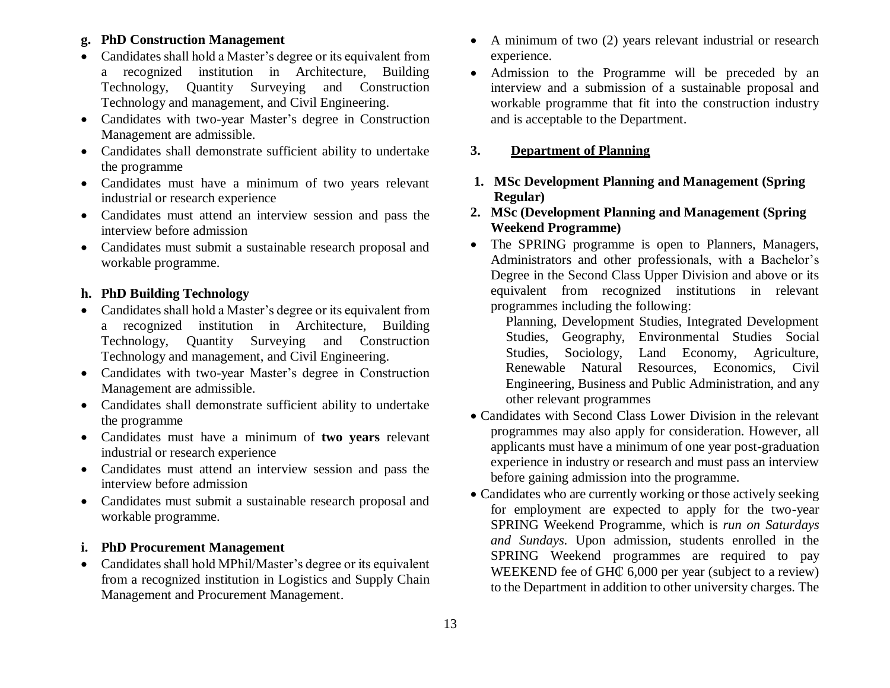**g. PhD Construction Management**

- Candidates shall hold a Master's degree or its equivalent from a recognized institution in Architecture, Building Technology, Quantity Surveying and Construction Technology and management, and Civil Engineering.
- Candidates with two-year Master's degree in Construction Management are admissible.
- Candidates shall demonstrate sufficient ability to undertake the programme
- Candidates must have a minimum of two years relevant industrial or research experience
- Candidates must attend an interview session and pass the interview before admission
- Candidates must submit a sustainable research proposal and workable programme.

**h. PhD Building Technology**

- Candidates shall hold a Master's degree or its equivalent from a recognized institution in Architecture, Building Technology, Quantity Surveying and Construction Technology and management, and Civil Engineering.
- Candidates with two-year Master's degree in Construction Management are admissible.
- Candidates shall demonstrate sufficient ability to undertake the programme
- Candidates must have a minimum of **two years** relevant industrial or research experience
- Candidates must attend an interview session and pass the interview before admission
- Candidates must submit a sustainable research proposal and workable programme.

**i. PhD Procurement Management**

- Candidates shall hold MPhil/Master's degree or its equivalent from a recognized institution in Logistics and Supply Chain Management and Procurement Management.
- A minimum of two (2) years relevant industrial or research experience.
- Admission to the Programme will be preceded by an interview and a submission of a sustainable proposal and workable programme that fit into the construction industry and is acceptable to the Department.

**3. <u>Department of Planning</u>**

1. **MSc Development Planning and Management (Spring Regular)**
2. **MSc (Development Planning and Management (Spring Weekend Programme)**

- The SPRING programme is open to Planners, Managers, Administrators and other professionals, with a Bachelor's Degree in the Second Class Upper Division and above or its equivalent from recognized institutions in relevant programmes including the following:

  Planning, Development Studies, Integrated Development Studies, Geography, Environmental Studies Social Studies, Sociology, Land Economy, Agriculture, Renewable Natural Resources, Economics, Civil Engineering, Business and Public Administration, and any other relevant programmes
- Candidates with Second Class Lower Division in the relevant programmes may also apply for consideration. However, all applicants must have a minimum of one year post-graduation experience in industry or research and must pass an interview before gaining admission into the programme.
- Candidates who are currently working or those actively seeking for employment are expected to apply for the two-year SPRING Weekend Programme, which is *run on Saturdays and Sundays*. Upon admission, students enrolled in the SPRING Weekend programmes are required to pay WEEKEND fee of GH₵ 6,000 per year (subject to a review) to the Department in addition to other university charges. The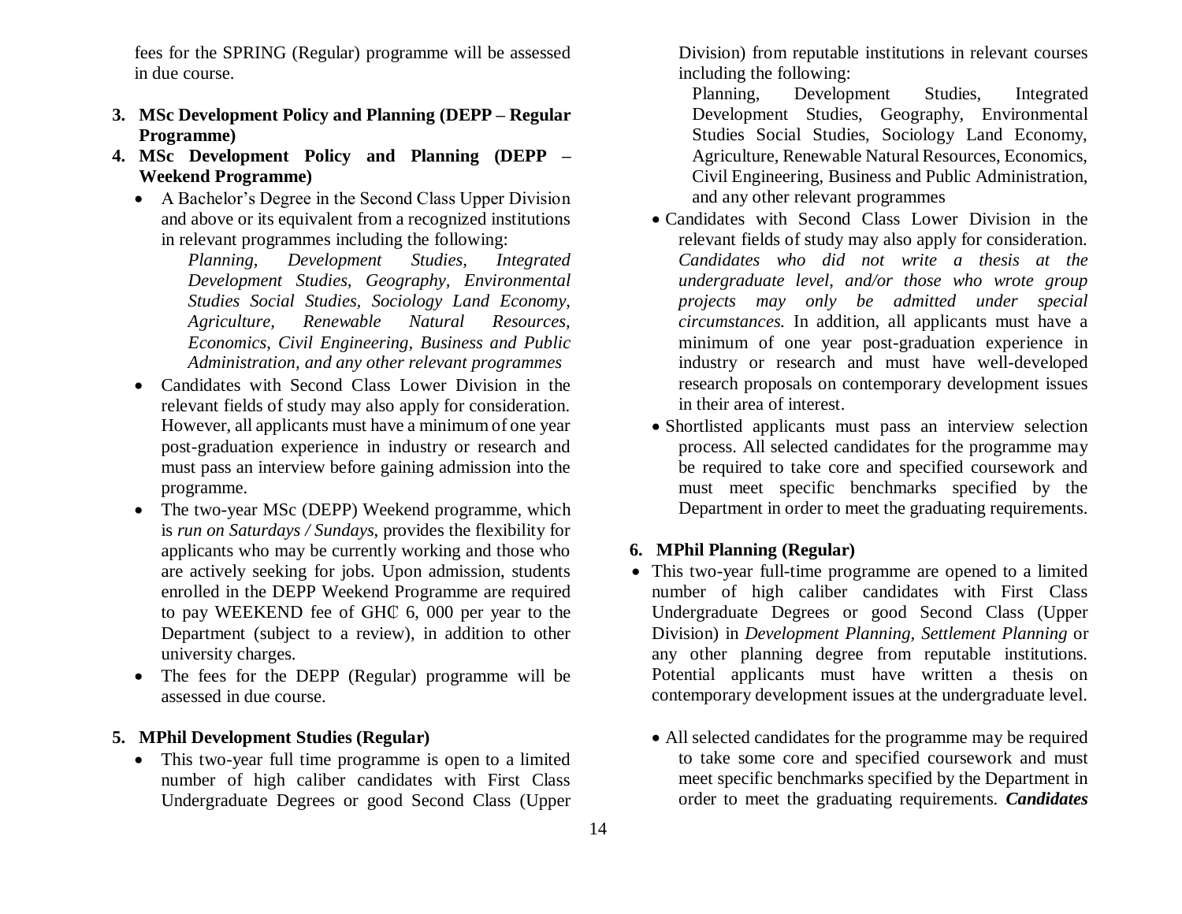fees for the SPRING (Regular) programme will be assessed in due course.

3. **MSc Development Policy and Planning (DEPP – Regular Programme)**
4. **MSc Development Policy and Planning (DEPP – Weekend Programme)**

- A Bachelor's Degree in the Second Class Upper Division and above or its equivalent from a recognized institutions in relevant programmes including the following:
  *Planning, Development Studies, Integrated Development Studies, Geography, Environmental Studies Social Studies, Sociology Land Economy, Agriculture, Renewable Natural Resources, Economics, Civil Engineering, Business and Public Administration, and any other relevant programmes*
- Candidates with Second Class Lower Division in the relevant fields of study may also apply for consideration. However, all applicants must have a minimum of one year post-graduation experience in industry or research and must pass an interview before gaining admission into the programme.
- The two-year MSc (DEPP) Weekend programme, which is *run on Saturdays / Sundays*, provides the flexibility for applicants who may be currently working and those who are actively seeking for jobs. Upon admission, students enrolled in the DEPP Weekend Programme are required to pay WEEKEND fee of GH₵ 6, 000 per year to the Department (subject to a review), in addition to other university charges.
- The fees for the DEPP (Regular) programme will be assessed in due course.

5. **MPhil Development Studies (Regular)**

- This two-year full time programme is open to a limited number of high caliber candidates with First Class Undergraduate Degrees or good Second Class (Upper Division) from reputable institutions in relevant courses including the following:
  Planning, Development Studies, Integrated Development Studies, Geography, Environmental Studies Social Studies, Sociology Land Economy, Agriculture, Renewable Natural Resources, Economics, Civil Engineering, Business and Public Administration, and any other relevant programmes
- Candidates with Second Class Lower Division in the relevant fields of study may also apply for consideration. *Candidates who did not write a thesis at the undergraduate level, and/or those who wrote group projects may only be admitted under special circumstances.* In addition, all applicants must have a minimum of one year post-graduation experience in industry or research and must have well-developed research proposals on contemporary development issues in their area of interest.
- Shortlisted applicants must pass an interview selection process. All selected candidates for the programme may be required to take core and specified coursework and must meet specific benchmarks specified by the Department in order to meet the graduating requirements.

6. **MPhil Planning (Regular)**

- This two-year full-time programme are opened to a limited number of high caliber candidates with First Class Undergraduate Degrees or good Second Class (Upper Division) in *Development Planning, Settlement Planning* or any other planning degree from reputable institutions. Potential applicants must have written a thesis on contemporary development issues at the undergraduate level.
- All selected candidates for the programme may be required to take some core and specified coursework and must meet specific benchmarks specified by the Department in order to meet the graduating requirements. ***Candidates***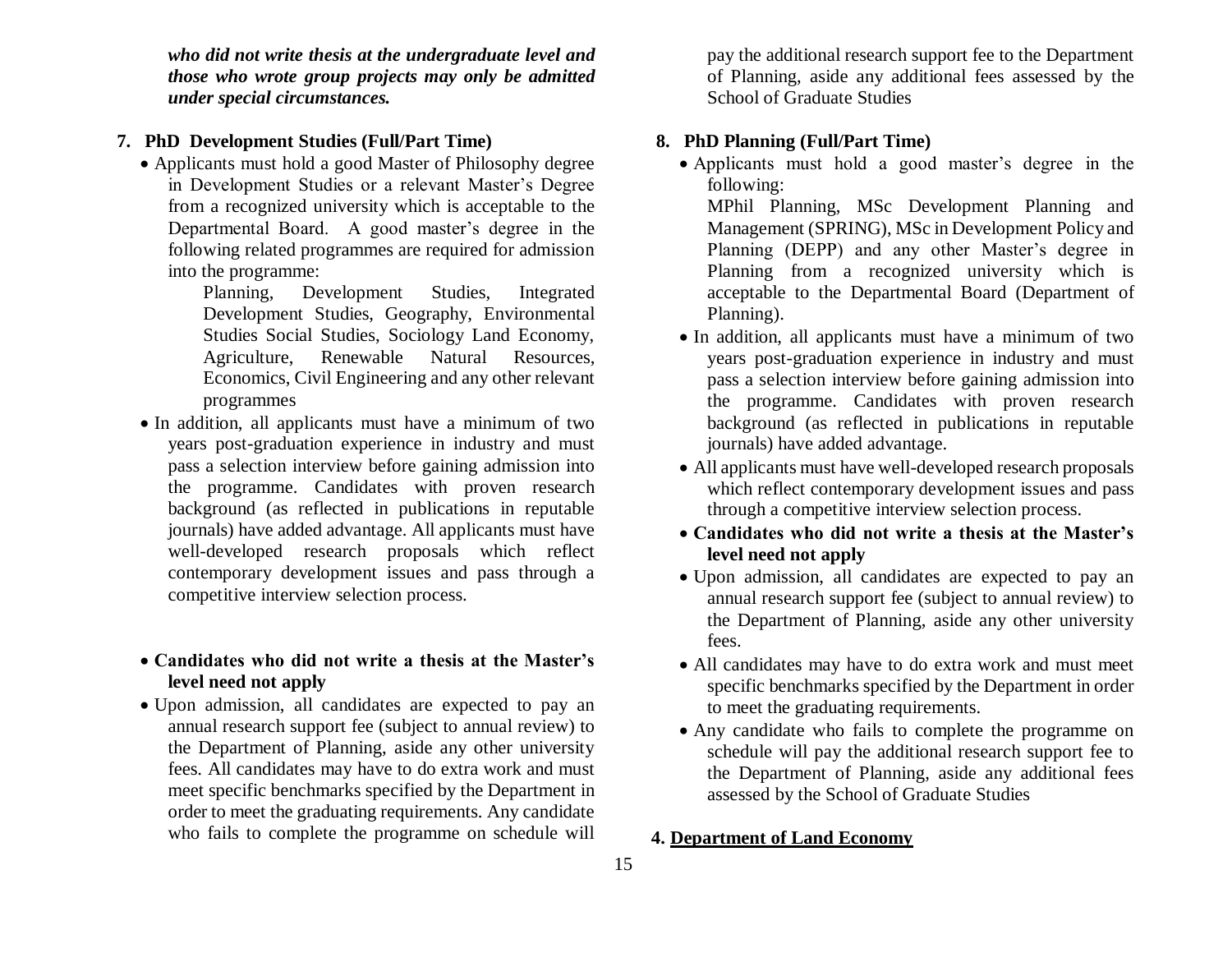***who did not write thesis at the undergraduate level and those who wrote group projects may only be admitted under special circumstances.***

### 7. PhD Development Studies (Full/Part Time)

- Applicants must hold a good Master of Philosophy degree in Development Studies or a relevant Master's Degree from a recognized university which is acceptable to the Departmental Board. A good master's degree in the following related programmes are required for admission into the programme:

  Planning, Development Studies, Integrated Development Studies, Geography, Environmental Studies Social Studies, Sociology Land Economy, Agriculture, Renewable Natural Resources, Economics, Civil Engineering and any other relevant programmes

- In addition, all applicants must have a minimum of two years post-graduation experience in industry and must pass a selection interview before gaining admission into the programme. Candidates with proven research background (as reflected in publications in reputable journals) have added advantage. All applicants must have well-developed research proposals which reflect contemporary development issues and pass through a competitive interview selection process.

- **Candidates who did not write a thesis at the Master's level need not apply**
- Upon admission, all candidates are expected to pay an annual research support fee (subject to annual review) to the Department of Planning, aside any other university fees. All candidates may have to do extra work and must meet specific benchmarks specified by the Department in order to meet the graduating requirements. Any candidate who fails to complete the programme on schedule will pay the additional research support fee to the Department of Planning, aside any additional fees assessed by the School of Graduate Studies

### 8. PhD Planning (Full/Part Time)

- Applicants must hold a good master's degree in the following:

  MPhil Planning, MSc Development Planning and Management (SPRING), MSc in Development Policy and Planning (DEPP) and any other Master's degree in Planning from a recognized university which is acceptable to the Departmental Board (Department of Planning).

- In addition, all applicants must have a minimum of two years post-graduation experience in industry and must pass a selection interview before gaining admission into the programme. Candidates with proven research background (as reflected in publications in reputable journals) have added advantage.
- All applicants must have well-developed research proposals which reflect contemporary development issues and pass through a competitive interview selection process.
- **Candidates who did not write a thesis at the Master's level need not apply**
- Upon admission, all candidates are expected to pay an annual research support fee (subject to annual review) to the Department of Planning, aside any other university fees.
- All candidates may have to do extra work and must meet specific benchmarks specified by the Department in order to meet the graduating requirements.
- Any candidate who fails to complete the programme on schedule will pay the additional research support fee to the Department of Planning, aside any additional fees assessed by the School of Graduate Studies

## 4. <u>Department of Land Economy</u>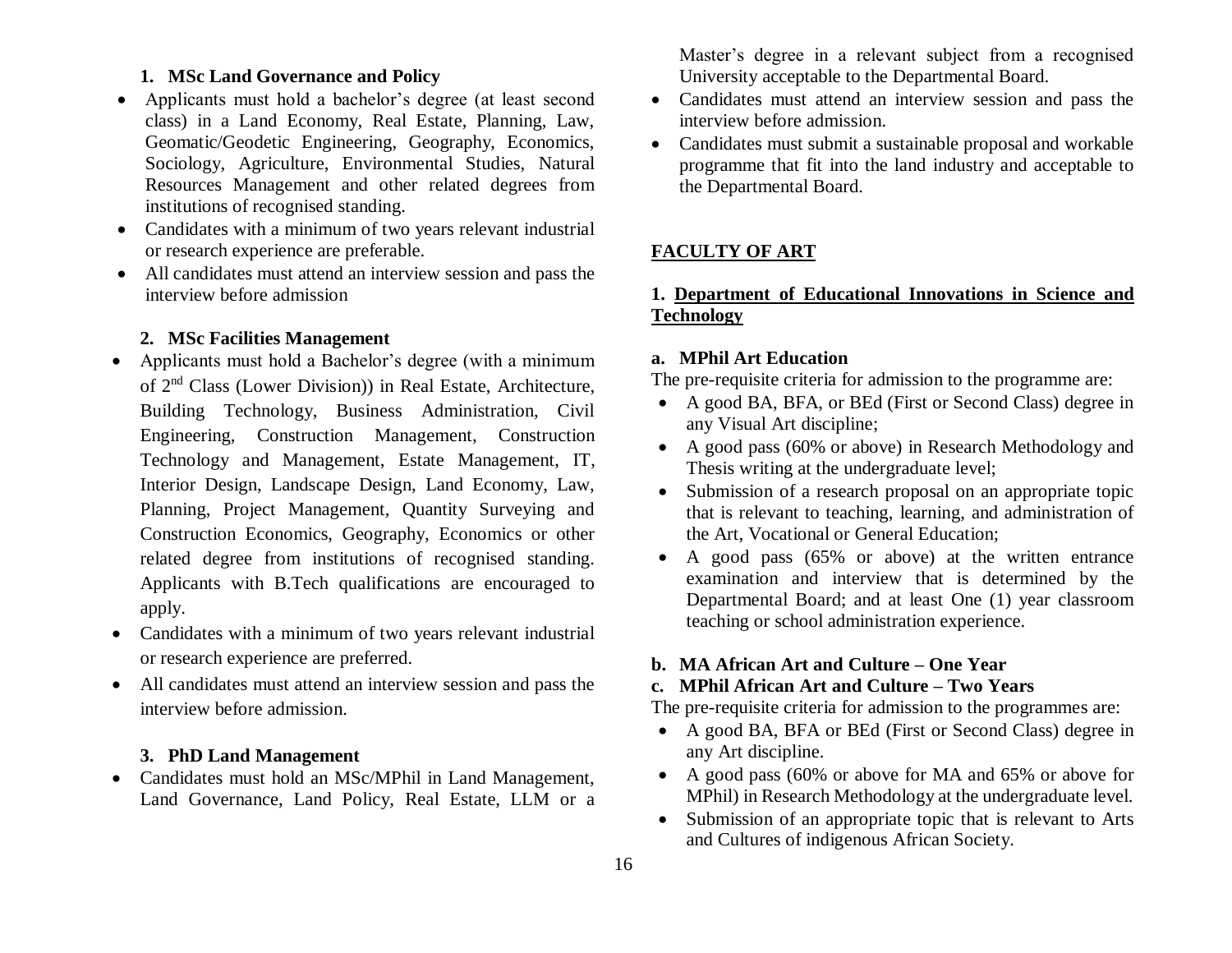### 1. MSc Land Governance and Policy

- Applicants must hold a bachelor's degree (at least second class) in a Land Economy, Real Estate, Planning, Law, Geomatic/Geodetic Engineering, Geography, Economics, Sociology, Agriculture, Environmental Studies, Natural Resources Management and other related degrees from institutions of recognised standing.
- Candidates with a minimum of two years relevant industrial or research experience are preferable.
- All candidates must attend an interview session and pass the interview before admission

### 2. MSc Facilities Management

- Applicants must hold a Bachelor's degree (with a minimum of 2nd Class (Lower Division)) in Real Estate, Architecture, Building Technology, Business Administration, Civil Engineering, Construction Management, Construction Technology and Management, Estate Management, IT, Interior Design, Landscape Design, Land Economy, Law, Planning, Project Management, Quantity Surveying and Construction Economics, Geography, Economics or other related degree from institutions of recognised standing. Applicants with B.Tech qualifications are encouraged to apply.
- Candidates with a minimum of two years relevant industrial or research experience are preferred.
- All candidates must attend an interview session and pass the interview before admission.

### 3. PhD Land Management

- Candidates must hold an MSc/MPhil in Land Management, Land Governance, Land Policy, Real Estate, LLM or a Master's degree in a relevant subject from a recognised University acceptable to the Departmental Board.
- Candidates must attend an interview session and pass the interview before admission.
- Candidates must submit a sustainable proposal and workable programme that fit into the land industry and acceptable to the Departmental Board.

## FACULTY OF ART

### 1. Department of Educational Innovations in Science and Technology

#### a. MPhil Art Education

The pre-requisite criteria for admission to the programme are:

- A good BA, BFA, or BEd (First or Second Class) degree in any Visual Art discipline;
- A good pass (60% or above) in Research Methodology and Thesis writing at the undergraduate level;
- Submission of a research proposal on an appropriate topic that is relevant to teaching, learning, and administration of the Art, Vocational or General Education;
- A good pass (65% or above) at the written entrance examination and interview that is determined by the Departmental Board; and at least One (1) year classroom teaching or school administration experience.

#### b. MA African Art and Culture – One Year

#### c. MPhil African Art and Culture – Two Years

The pre-requisite criteria for admission to the programmes are:

- A good BA, BFA or BEd (First or Second Class) degree in any Art discipline.
- A good pass (60% or above for MA and 65% or above for MPhil) in Research Methodology at the undergraduate level.
- Submission of an appropriate topic that is relevant to Arts and Cultures of indigenous African Society.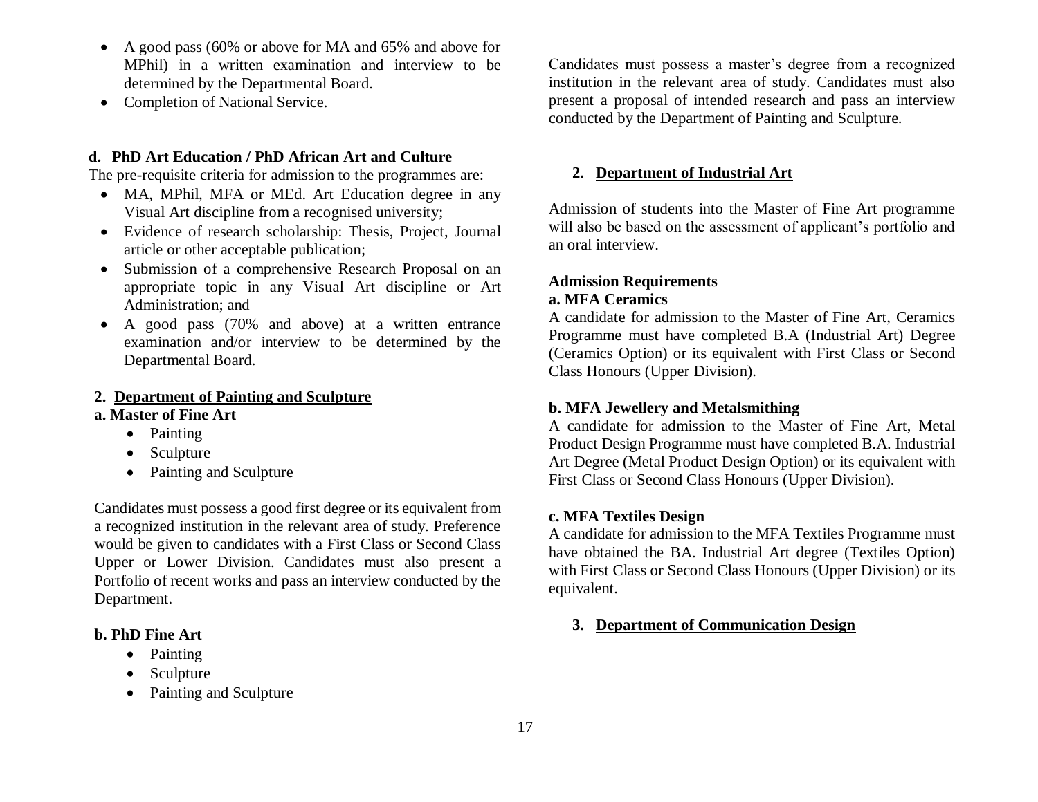- A good pass (60% or above for MA and 65% and above for MPhil) in a written examination and interview to be determined by the Departmental Board.
- Completion of National Service.

**d. PhD Art Education / PhD African Art and Culture**

The pre-requisite criteria for admission to the programmes are:

- MA, MPhil, MFA or MEd. Art Education degree in any Visual Art discipline from a recognised university;
- Evidence of research scholarship: Thesis, Project, Journal article or other acceptable publication;
- Submission of a comprehensive Research Proposal on an appropriate topic in any Visual Art discipline or Art Administration; and
- A good pass (70% and above) at a written entrance examination and/or interview to be determined by the Departmental Board.

## 2. Department of Painting and Sculpture

**a. Master of Fine Art**

- Painting
- Sculpture
- Painting and Sculpture

Candidates must possess a good first degree or its equivalent from a recognized institution in the relevant area of study. Preference would be given to candidates with a First Class or Second Class Upper or Lower Division. Candidates must also present a Portfolio of recent works and pass an interview conducted by the Department.

**b. PhD Fine Art**

- Painting
- Sculpture
- Painting and Sculpture

Candidates must possess a master's degree from a recognized institution in the relevant area of study. Candidates must also present a proposal of intended research and pass an interview conducted by the Department of Painting and Sculpture.

## 2. Department of Industrial Art

Admission of students into the Master of Fine Art programme will also be based on the assessment of applicant's portfolio and an oral interview.

**Admission Requirements**

**a. MFA Ceramics**

A candidate for admission to the Master of Fine Art, Ceramics Programme must have completed B.A (Industrial Art) Degree (Ceramics Option) or its equivalent with First Class or Second Class Honours (Upper Division).

**b. MFA Jewellery and Metalsmithing**

A candidate for admission to the Master of Fine Art, Metal Product Design Programme must have completed B.A. Industrial Art Degree (Metal Product Design Option) or its equivalent with First Class or Second Class Honours (Upper Division).

**c. MFA Textiles Design**

A candidate for admission to the MFA Textiles Programme must have obtained the BA. Industrial Art degree (Textiles Option) with First Class or Second Class Honours (Upper Division) or its equivalent.

## 3. Department of Communication Design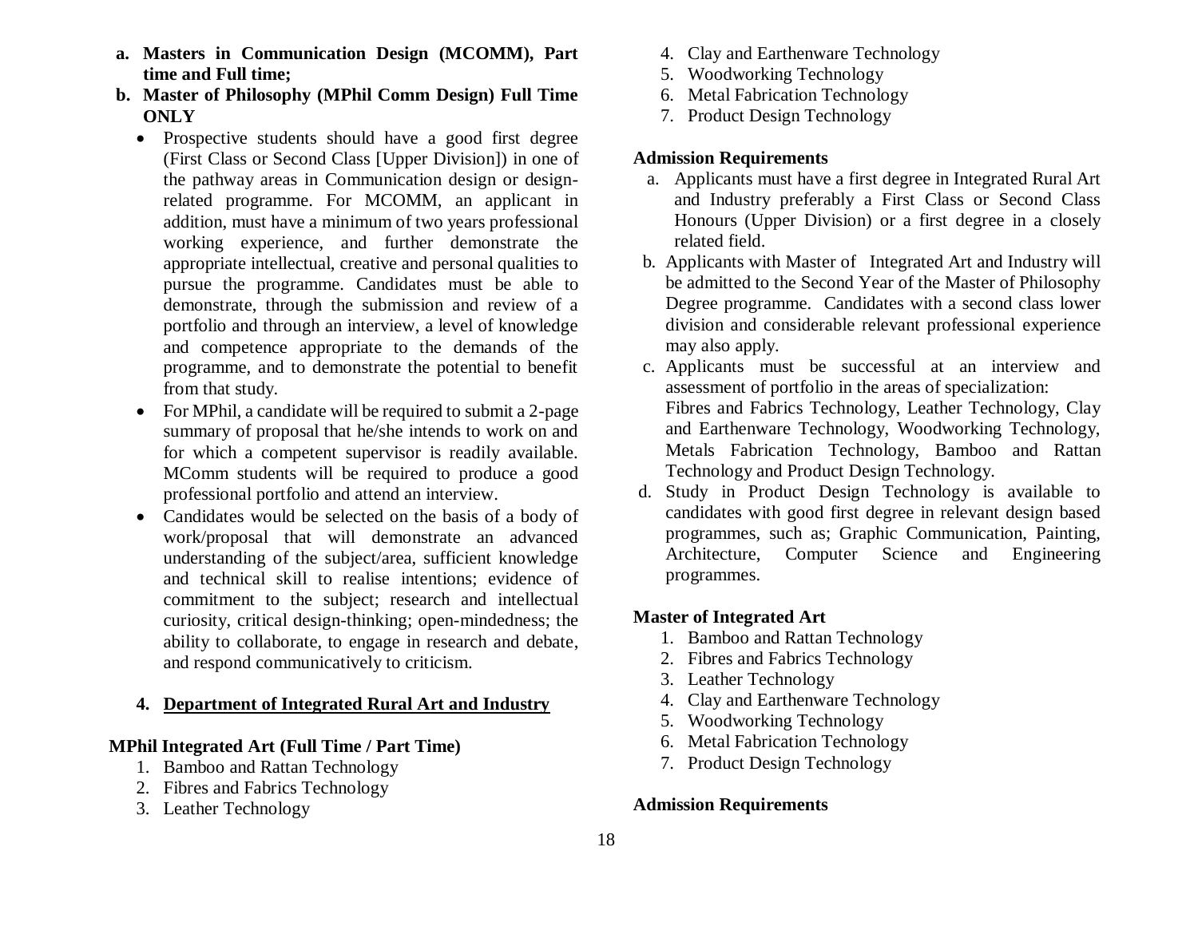**a. Masters in Communication Design (MCOMM), Part time and Full time;**

**b. Master of Philosophy (MPhil Comm Design) Full Time ONLY**

- Prospective students should have a good first degree (First Class or Second Class [Upper Division]) in one of the pathway areas in Communication design or design-related programme. For MCOMM, an applicant in addition, must have a minimum of two years professional working experience, and further demonstrate the appropriate intellectual, creative and personal qualities to pursue the programme. Candidates must be able to demonstrate, through the submission and review of a portfolio and through an interview, a level of knowledge and competence appropriate to the demands of the programme, and to demonstrate the potential to benefit from that study.
- For MPhil, a candidate will be required to submit a 2-page summary of proposal that he/she intends to work on and for which a competent supervisor is readily available. MComm students will be required to produce a good professional portfolio and attend an interview.
- Candidates would be selected on the basis of a body of work/proposal that will demonstrate an advanced understanding of the subject/area, sufficient knowledge and technical skill to realise intentions; evidence of commitment to the subject; research and intellectual curiosity, critical design-thinking; open-mindedness; the ability to collaborate, to engage in research and debate, and respond communicatively to criticism.

## 4. Department of Integrated Rural Art and Industry

### MPhil Integrated Art (Full Time / Part Time)

1. Bamboo and Rattan Technology
2. Fibres and Fabrics Technology
3. Leather Technology
4. Clay and Earthenware Technology
5. Woodworking Technology
6. Metal Fabrication Technology
7. Product Design Technology

### Admission Requirements

a. Applicants must have a first degree in Integrated Rural Art and Industry preferably a First Class or Second Class Honours (Upper Division) or a first degree in a closely related field.

b. Applicants with Master of Integrated Art and Industry will be admitted to the Second Year of the Master of Philosophy Degree programme. Candidates with a second class lower division and considerable relevant professional experience may also apply.

c. Applicants must be successful at an interview and assessment of portfolio in the areas of specialization: Fibres and Fabrics Technology, Leather Technology, Clay and Earthenware Technology, Woodworking Technology, Metals Fabrication Technology, Bamboo and Rattan Technology and Product Design Technology.

d. Study in Product Design Technology is available to candidates with good first degree in relevant design based programmes, such as; Graphic Communication, Painting, Architecture, Computer Science and Engineering programmes.

### Master of Integrated Art

1. Bamboo and Rattan Technology
2. Fibres and Fabrics Technology
3. Leather Technology
4. Clay and Earthenware Technology
5. Woodworking Technology
6. Metal Fabrication Technology
7. Product Design Technology

### Admission Requirements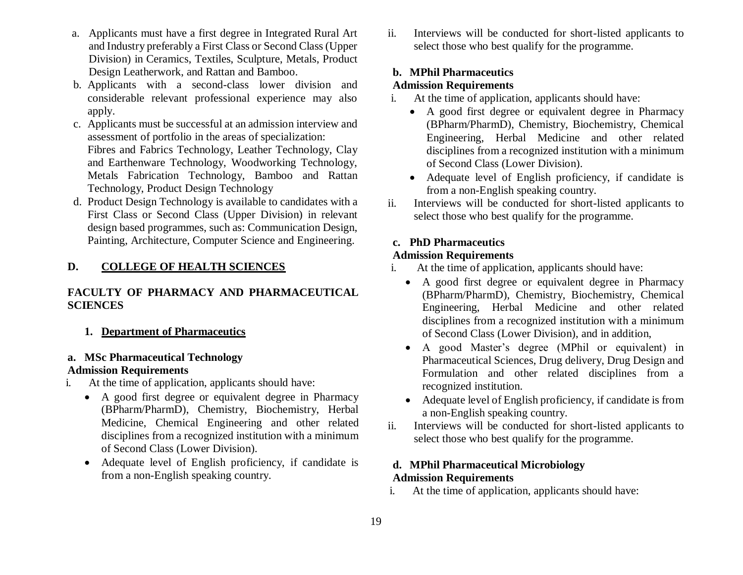a. Applicants must have a first degree in Integrated Rural Art and Industry preferably a First Class or Second Class (Upper Division) in Ceramics, Textiles, Sculpture, Metals, Product Design Leatherwork, and Rattan and Bamboo.

b. Applicants with a second-class lower division and considerable relevant professional experience may also apply.

c. Applicants must be successful at an admission interview and assessment of portfolio in the areas of specialization: Fibres and Fabrics Technology, Leather Technology, Clay and Earthenware Technology, Woodworking Technology, Metals Fabrication Technology, Bamboo and Rattan Technology, Product Design Technology

d. Product Design Technology is available to candidates with a First Class or Second Class (Upper Division) in relevant design based programmes, such as: Communication Design, Painting, Architecture, Computer Science and Engineering.

## D. COLLEGE OF HEALTH SCIENCES

### FACULTY OF PHARMACY AND PHARMACEUTICAL SCIENCES

#### 1. Department of Pharmaceutics

**a. MSc Pharmaceutical Technology**

**Admission Requirements**

i. At the time of application, applicants should have:
- A good first degree or equivalent degree in Pharmacy (BPharm/PharmD), Chemistry, Biochemistry, Herbal Medicine, Chemical Engineering and other related disciplines from a recognized institution with a minimum of Second Class (Lower Division).
- Adequate level of English proficiency, if candidate is from a non-English speaking country.

ii. Interviews will be conducted for short-listed applicants to select those who best qualify for the programme.

**b. MPhil Pharmaceutics**

**Admission Requirements**

i. At the time of application, applicants should have:
- A good first degree or equivalent degree in Pharmacy (BPharm/PharmD), Chemistry, Biochemistry, Chemical Engineering, Herbal Medicine and other related disciplines from a recognized institution with a minimum of Second Class (Lower Division).
- Adequate level of English proficiency, if candidate is from a non-English speaking country.

ii. Interviews will be conducted for short-listed applicants to select those who best qualify for the programme.

**c. PhD Pharmaceutics**

**Admission Requirements**

i. At the time of application, applicants should have:
- A good first degree or equivalent degree in Pharmacy (BPharm/PharmD), Chemistry, Biochemistry, Chemical Engineering, Herbal Medicine and other related disciplines from a recognized institution with a minimum of Second Class (Lower Division), and in addition,
- A good Master's degree (MPhil or equivalent) in Pharmaceutical Sciences, Drug delivery, Drug Design and Formulation and other related disciplines from a recognized institution.
- Adequate level of English proficiency, if candidate is from a non-English speaking country.

ii. Interviews will be conducted for short-listed applicants to select those who best qualify for the programme.

**d. MPhil Pharmaceutical Microbiology**

**Admission Requirements**

i. At the time of application, applicants should have: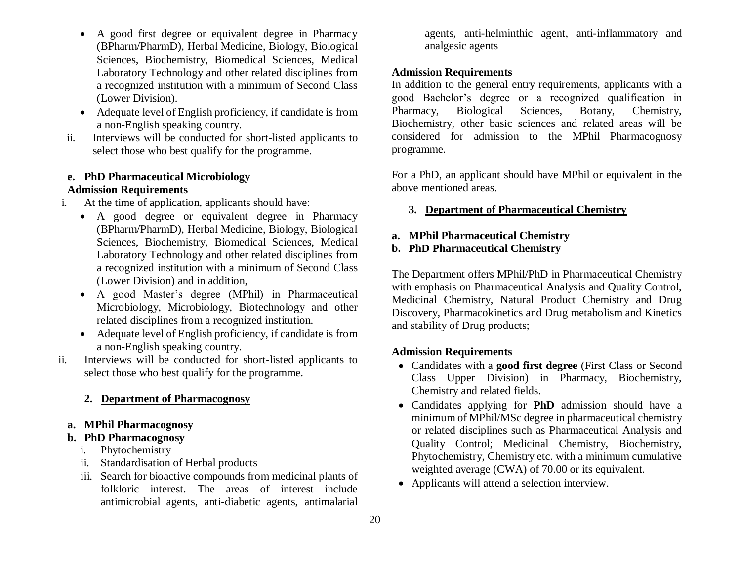- A good first degree or equivalent degree in Pharmacy (BPharm/PharmD), Herbal Medicine, Biology, Biological Sciences, Biochemistry, Biomedical Sciences, Medical Laboratory Technology and other related disciplines from a recognized institution with a minimum of Second Class (Lower Division).
- Adequate level of English proficiency, if candidate is from a non-English speaking country.

ii. Interviews will be conducted for short-listed applicants to select those who best qualify for the programme.

**e. PhD Pharmaceutical Microbiology**

**Admission Requirements**

i. At the time of application, applicants should have:

- A good degree or equivalent degree in Pharmacy (BPharm/PharmD), Herbal Medicine, Biology, Biological Sciences, Biochemistry, Biomedical Sciences, Medical Laboratory Technology and other related disciplines from a recognized institution with a minimum of Second Class (Lower Division) and in addition,
- A good Master's degree (MPhil) in Pharmaceutical Microbiology, Microbiology, Biotechnology and other related disciplines from a recognized institution.
- Adequate level of English proficiency, if candidate is from a non-English speaking country.

ii. Interviews will be conducted for short-listed applicants to select those who best qualify for the programme.

## 2. Department of Pharmacognosy

**a. MPhil Pharmacognosy**

**b. PhD Pharmacognosy**

i. Phytochemistry
ii. Standardisation of Herbal products
iii. Search for bioactive compounds from medicinal plants of folkloric interest. The areas of interest include antimicrobial agents, anti-diabetic agents, antimalarial agents, anti-helminthic agent, anti-inflammatory and analgesic agents

**Admission Requirements**

In addition to the general entry requirements, applicants with a good Bachelor's degree or a recognized qualification in Pharmacy, Biological Sciences, Botany, Chemistry, Biochemistry, other basic sciences and related areas will be considered for admission to the MPhil Pharmacognosy programme.

For a PhD, an applicant should have MPhil or equivalent in the above mentioned areas.

## 3. Department of Pharmaceutical Chemistry

**a. MPhil Pharmaceutical Chemistry**

**b. PhD Pharmaceutical Chemistry**

The Department offers MPhil/PhD in Pharmaceutical Chemistry with emphasis on Pharmaceutical Analysis and Quality Control, Medicinal Chemistry, Natural Product Chemistry and Drug Discovery, Pharmacokinetics and Drug metabolism and Kinetics and stability of Drug products;

**Admission Requirements**

- Candidates with a **good first degree** (First Class or Second Class Upper Division) in Pharmacy, Biochemistry, Chemistry and related fields.
- Candidates applying for **PhD** admission should have a minimum of MPhil/MSc degree in pharmaceutical chemistry or related disciplines such as Pharmaceutical Analysis and Quality Control; Medicinal Chemistry, Biochemistry, Phytochemistry, Chemistry etc. with a minimum cumulative weighted average (CWA) of 70.00 or its equivalent.
- Applicants will attend a selection interview.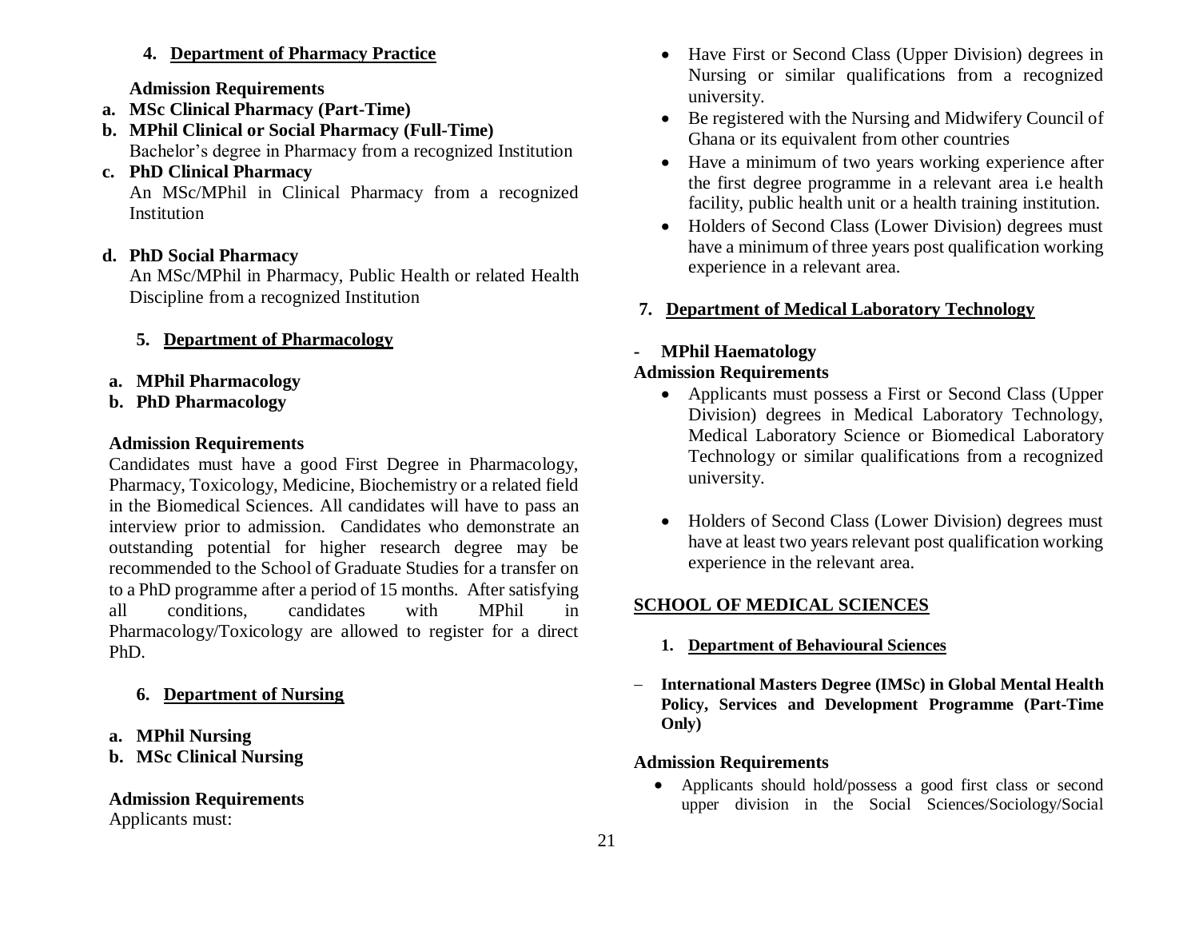### 4. Department of Pharmacy Practice

**Admission Requirements**

**a. MSc Clinical Pharmacy (Part-Time)**

**b. MPhil Clinical or Social Pharmacy (Full-Time)**

Bachelor's degree in Pharmacy from a recognized Institution

**c. PhD Clinical Pharmacy**

An MSc/MPhil in Clinical Pharmacy from a recognized Institution

**d. PhD Social Pharmacy**

An MSc/MPhil in Pharmacy, Public Health or related Health Discipline from a recognized Institution

### 5. Department of Pharmacology

**a. MPhil Pharmacology**

**b. PhD Pharmacology**

**Admission Requirements**

Candidates must have a good First Degree in Pharmacology, Pharmacy, Toxicology, Medicine, Biochemistry or a related field in the Biomedical Sciences. All candidates will have to pass an interview prior to admission. Candidates who demonstrate an outstanding potential for higher research degree may be recommended to the School of Graduate Studies for a transfer on to a PhD programme after a period of 15 months. After satisfying all conditions, candidates with MPhil in Pharmacology/Toxicology are allowed to register for a direct PhD.

### 6. Department of Nursing

**a. MPhil Nursing**

**b. MSc Clinical Nursing**

**Admission Requirements**

Applicants must:

- Have First or Second Class (Upper Division) degrees in Nursing or similar qualifications from a recognized university.
- Be registered with the Nursing and Midwifery Council of Ghana or its equivalent from other countries
- Have a minimum of two years working experience after the first degree programme in a relevant area i.e health facility, public health unit or a health training institution.
- Holders of Second Class (Lower Division) degrees must have a minimum of three years post qualification working experience in a relevant area.

### 7. Department of Medical Laboratory Technology

- **MPhil Haematology**

**Admission Requirements**

- Applicants must possess a First or Second Class (Upper Division) degrees in Medical Laboratory Technology, Medical Laboratory Science or Biomedical Laboratory Technology or similar qualifications from a recognized university.
- Holders of Second Class (Lower Division) degrees must have at least two years relevant post qualification working experience in the relevant area.

## SCHOOL OF MEDICAL SCIENCES

### 1. Department of Behavioural Sciences

- **International Masters Degree (IMSc) in Global Mental Health Policy, Services and Development Programme (Part-Time Only)**

**Admission Requirements**

- Applicants should hold/possess a good first class or second upper division in the Social Sciences/Sociology/Social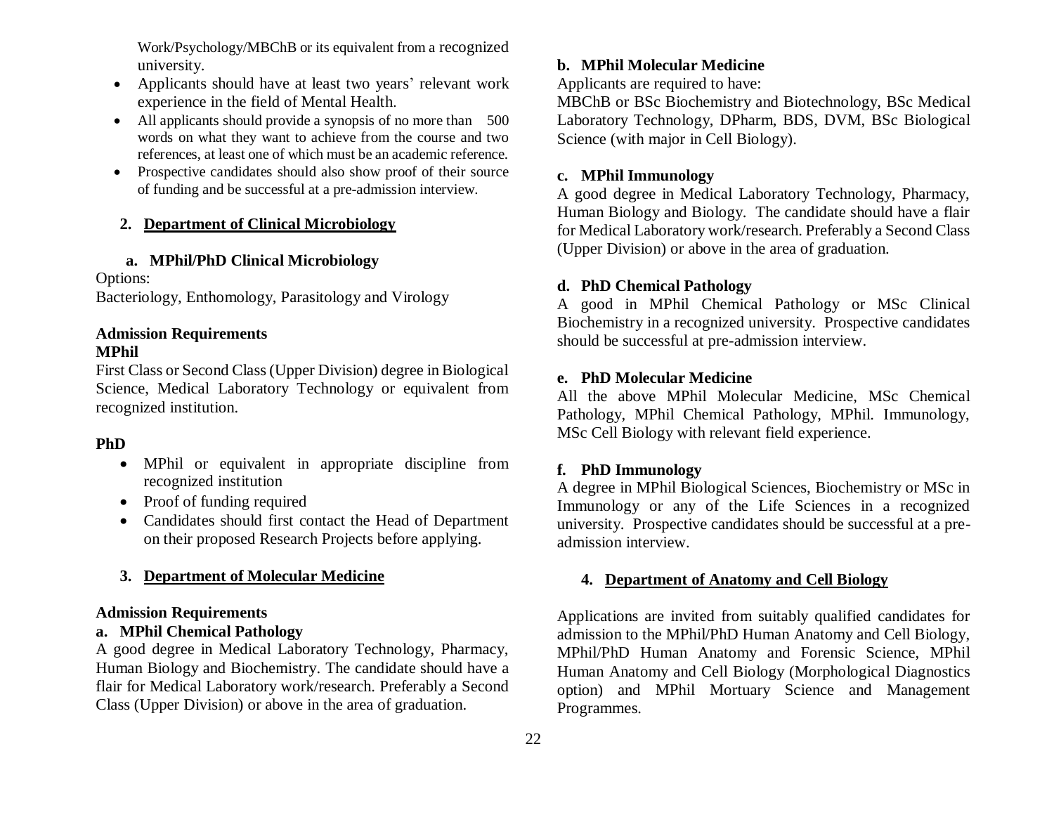Work/Psychology/MBChB or its equivalent from a recognized university.

- Applicants should have at least two years' relevant work experience in the field of Mental Health.
- All applicants should provide a synopsis of no more than 500 words on what they want to achieve from the course and two references, at least one of which must be an academic reference.
- Prospective candidates should also show proof of their source of funding and be successful at a pre-admission interview.

## 2. Department of Clinical Microbiology

### a. MPhil/PhD Clinical Microbiology

Options:

Bacteriology, Enthomology, Parasitology and Virology

**Admission Requirements**

**MPhil**

First Class or Second Class (Upper Division) degree in Biological Science, Medical Laboratory Technology or equivalent from recognized institution.

**PhD**

- MPhil or equivalent in appropriate discipline from recognized institution
- Proof of funding required
- Candidates should first contact the Head of Department on their proposed Research Projects before applying.

## 3. Department of Molecular Medicine

**Admission Requirements**

### a. MPhil Chemical Pathology

A good degree in Medical Laboratory Technology, Pharmacy, Human Biology and Biochemistry. The candidate should have a flair for Medical Laboratory work/research. Preferably a Second Class (Upper Division) or above in the area of graduation.

### b. MPhil Molecular Medicine

Applicants are required to have:

MBChB or BSc Biochemistry and Biotechnology, BSc Medical Laboratory Technology, DPharm, BDS, DVM, BSc Biological Science (with major in Cell Biology).

### c. MPhil Immunology

A good degree in Medical Laboratory Technology, Pharmacy, Human Biology and Biology. The candidate should have a flair for Medical Laboratory work/research. Preferably a Second Class (Upper Division) or above in the area of graduation.

### d. PhD Chemical Pathology

A good in MPhil Chemical Pathology or MSc Clinical Biochemistry in a recognized university. Prospective candidates should be successful at pre-admission interview.

### e. PhD Molecular Medicine

All the above MPhil Molecular Medicine, MSc Chemical Pathology, MPhil Chemical Pathology, MPhil. Immunology, MSc Cell Biology with relevant field experience.

### f. PhD Immunology

A degree in MPhil Biological Sciences, Biochemistry or MSc in Immunology or any of the Life Sciences in a recognized university. Prospective candidates should be successful at a pre-admission interview.

## 4. Department of Anatomy and Cell Biology

Applications are invited from suitably qualified candidates for admission to the MPhil/PhD Human Anatomy and Cell Biology, MPhil/PhD Human Anatomy and Forensic Science, MPhil Human Anatomy and Cell Biology (Morphological Diagnostics option) and MPhil Mortuary Science and Management Programmes.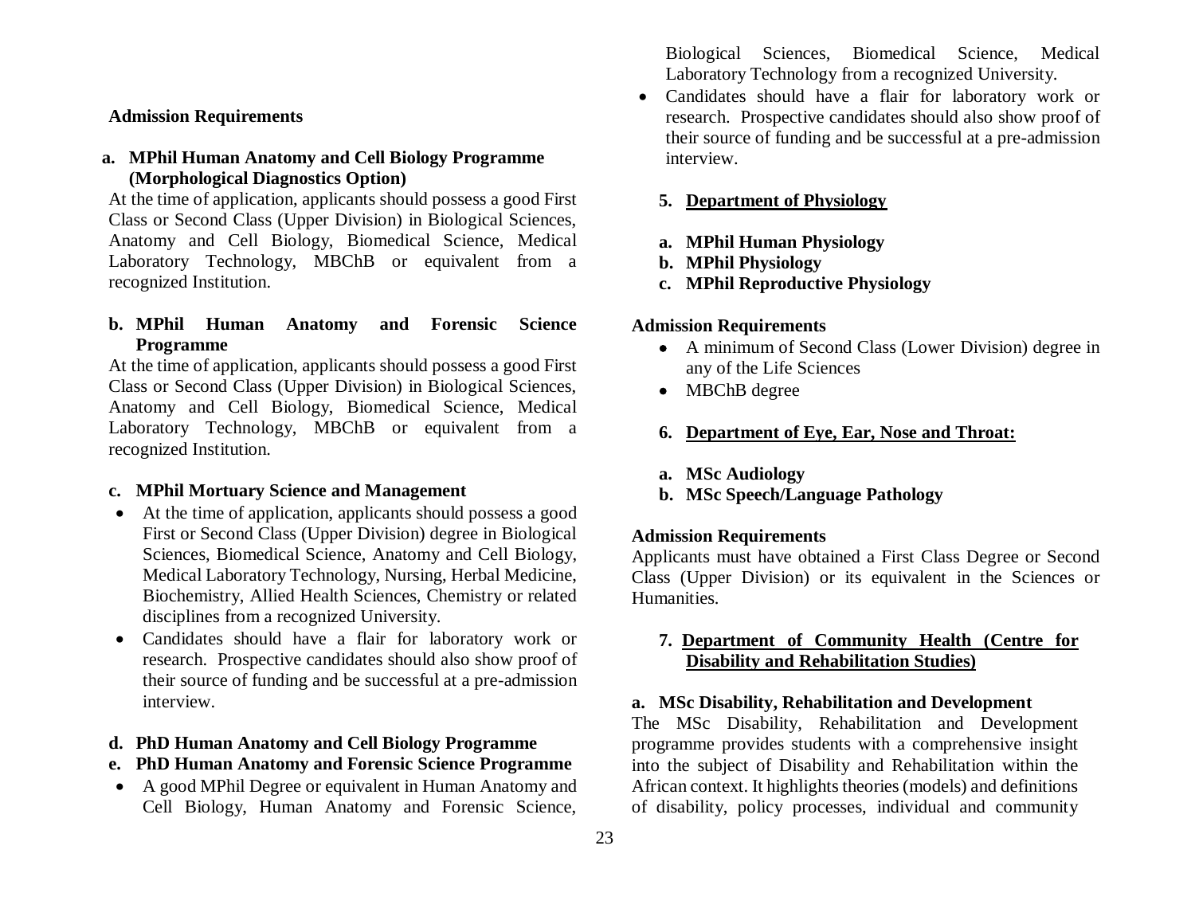**Admission Requirements**

**a. MPhil Human Anatomy and Cell Biology Programme (Morphological Diagnostics Option)**

At the time of application, applicants should possess a good First Class or Second Class (Upper Division) in Biological Sciences, Anatomy and Cell Biology, Biomedical Science, Medical Laboratory Technology, MBChB or equivalent from a recognized Institution.

**b. MPhil Human Anatomy and Forensic Science Programme**

At the time of application, applicants should possess a good First Class or Second Class (Upper Division) in Biological Sciences, Anatomy and Cell Biology, Biomedical Science, Medical Laboratory Technology, MBChB or equivalent from a recognized Institution.

**c. MPhil Mortuary Science and Management**

- At the time of application, applicants should possess a good First or Second Class (Upper Division) degree in Biological Sciences, Biomedical Science, Anatomy and Cell Biology, Medical Laboratory Technology, Nursing, Herbal Medicine, Biochemistry, Allied Health Sciences, Chemistry or related disciplines from a recognized University.
- Candidates should have a flair for laboratory work or research. Prospective candidates should also show proof of their source of funding and be successful at a pre-admission interview.

**d. PhD Human Anatomy and Cell Biology Programme**

**e. PhD Human Anatomy and Forensic Science Programme**

- A good MPhil Degree or equivalent in Human Anatomy and Cell Biology, Human Anatomy and Forensic Science, Biological Sciences, Biomedical Science, Medical Laboratory Technology from a recognized University.
- Candidates should have a flair for laboratory work or research. Prospective candidates should also show proof of their source of funding and be successful at a pre-admission interview.

### 5. Department of Physiology

**a. MPhil Human Physiology**

**b. MPhil Physiology**

**c. MPhil Reproductive Physiology**

**Admission Requirements**

- A minimum of Second Class (Lower Division) degree in any of the Life Sciences
- MBChB degree

### 6. Department of Eye, Ear, Nose and Throat:

**a. MSc Audiology**

**b. MSc Speech/Language Pathology**

**Admission Requirements**

Applicants must have obtained a First Class Degree or Second Class (Upper Division) or its equivalent in the Sciences or Humanities.

### 7. Department of Community Health (Centre for Disability and Rehabilitation Studies)

**a. MSc Disability, Rehabilitation and Development**

The MSc Disability, Rehabilitation and Development programme provides students with a comprehensive insight into the subject of Disability and Rehabilitation within the African context. It highlights theories (models) and definitions of disability, policy processes, individual and community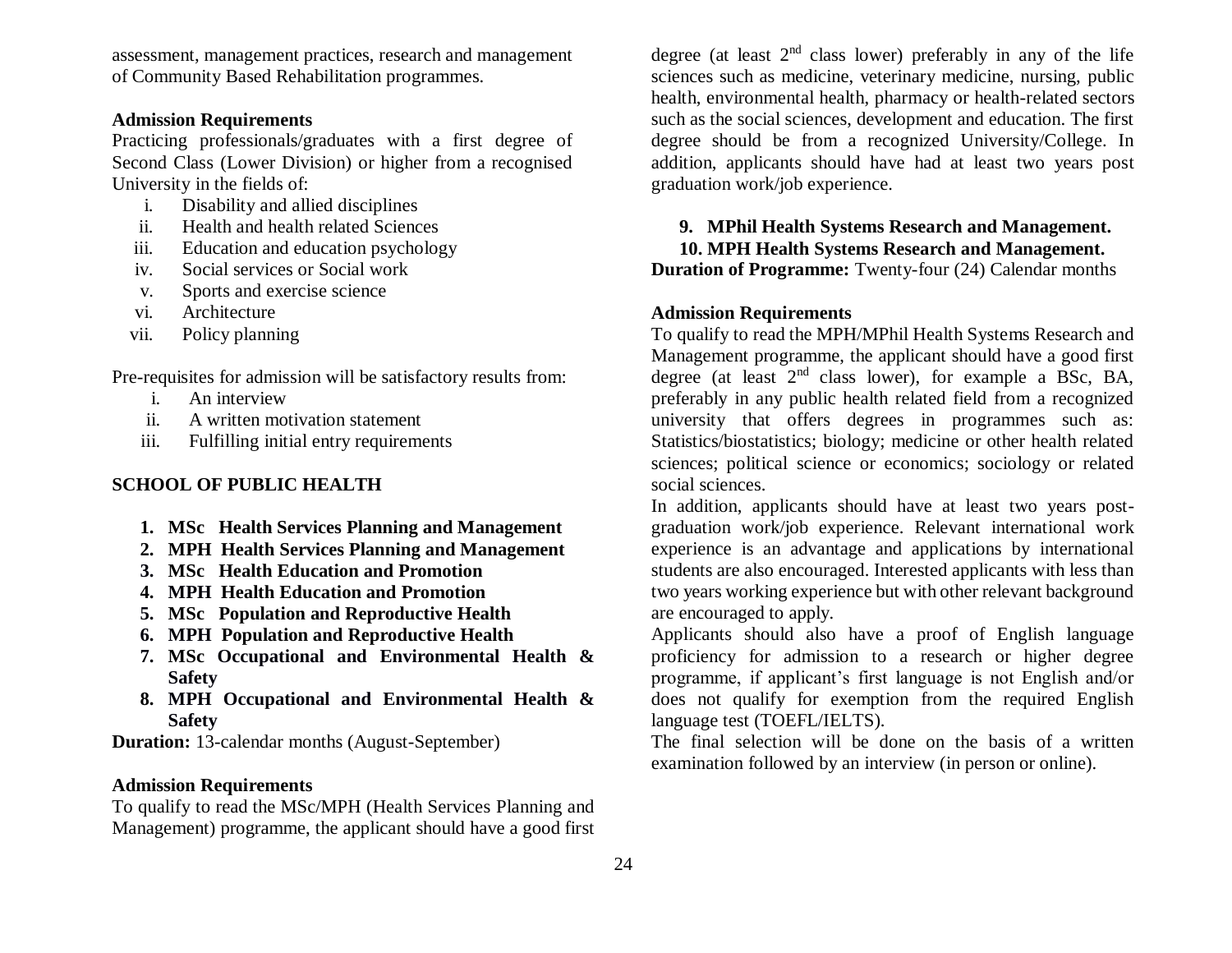assessment, management practices, research and management of Community Based Rehabilitation programmes.

**Admission Requirements**

Practicing professionals/graduates with a first degree of Second Class (Lower Division) or higher from a recognised University in the fields of:

i. Disability and allied disciplines
ii. Health and health related Sciences
iii. Education and education psychology
iv. Social services or Social work
v. Sports and exercise science
vi. Architecture
vii. Policy planning

Pre-requisites for admission will be satisfactory results from:

i. An interview
ii. A written motivation statement
iii. Fulfilling initial entry requirements

## SCHOOL OF PUBLIC HEALTH

1. **MSc Health Services Planning and Management**
2. **MPH Health Services Planning and Management**
3. **MSc Health Education and Promotion**
4. **MPH Health Education and Promotion**
5. **MSc Population and Reproductive Health**
6. **MPH Population and Reproductive Health**
7. **MSc Occupational and Environmental Health & Safety**
8. **MPH Occupational and Environmental Health & Safety**

**Duration:** 13-calendar months (August-September)

**Admission Requirements**

To qualify to read the MSc/MPH (Health Services Planning and Management) programme, the applicant should have a good first degree (at least 2nd class lower) preferably in any of the life sciences such as medicine, veterinary medicine, nursing, public health, environmental health, pharmacy or health-related sectors such as the social sciences, development and education. The first degree should be from a recognized University/College. In addition, applicants should have had at least two years post graduation work/job experience.

9. **MPhil Health Systems Research and Management.**
10. **MPH Health Systems Research and Management.**

**Duration of Programme:** Twenty-four (24) Calendar months

**Admission Requirements**

To qualify to read the MPH/MPhil Health Systems Research and Management programme, the applicant should have a good first degree (at least 2nd class lower), for example a BSc, BA, preferably in any public health related field from a recognized university that offers degrees in programmes such as: Statistics/biostatistics; biology; medicine or other health related sciences; political science or economics; sociology or related social sciences.

In addition, applicants should have at least two years post-graduation work/job experience. Relevant international work experience is an advantage and applications by international students are also encouraged. Interested applicants with less than two years working experience but with other relevant background are encouraged to apply.

Applicants should also have a proof of English language proficiency for admission to a research or higher degree programme, if applicant's first language is not English and/or does not qualify for exemption from the required English language test (TOEFL/IELTS).

The final selection will be done on the basis of a written examination followed by an interview (in person or online).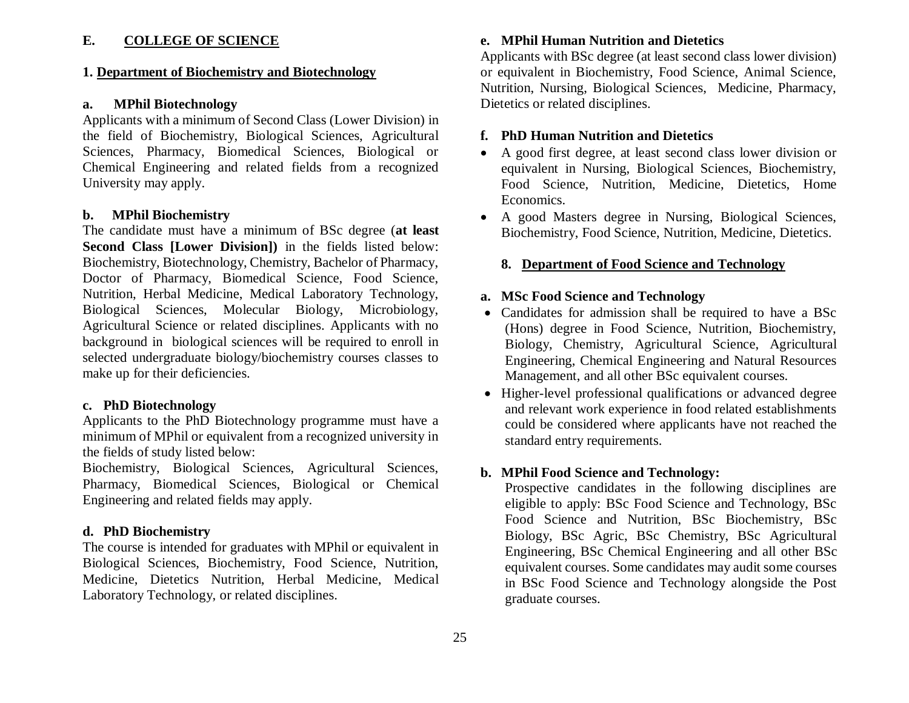## E. COLLEGE OF SCIENCE

### 1. Department of Biochemistry and Biotechnology

#### a. MPhil Biotechnology

Applicants with a minimum of Second Class (Lower Division) in the field of Biochemistry, Biological Sciences, Agricultural Sciences, Pharmacy, Biomedical Sciences, Biological or Chemical Engineering and related fields from a recognized University may apply.

#### b. MPhil Biochemistry

The candidate must have a minimum of BSc degree (**at least Second Class [Lower Division])** in the fields listed below: Biochemistry, Biotechnology, Chemistry, Bachelor of Pharmacy, Doctor of Pharmacy, Biomedical Science, Food Science, Nutrition, Herbal Medicine, Medical Laboratory Technology, Biological Sciences, Molecular Biology, Microbiology, Agricultural Science or related disciplines. Applicants with no background in biological sciences will be required to enroll in selected undergraduate biology/biochemistry courses classes to make up for their deficiencies.

#### c. PhD Biotechnology

Applicants to the PhD Biotechnology programme must have a minimum of MPhil or equivalent from a recognized university in the fields of study listed below:

Biochemistry, Biological Sciences, Agricultural Sciences, Pharmacy, Biomedical Sciences, Biological or Chemical Engineering and related fields may apply.

#### d. PhD Biochemistry

The course is intended for graduates with MPhil or equivalent in Biological Sciences, Biochemistry, Food Science, Nutrition, Medicine, Dietetics Nutrition, Herbal Medicine, Medical Laboratory Technology, or related disciplines.

#### e. MPhil Human Nutrition and Dietetics

Applicants with BSc degree (at least second class lower division) or equivalent in Biochemistry, Food Science, Animal Science, Nutrition, Nursing, Biological Sciences, Medicine, Pharmacy, Dietetics or related disciplines.

#### f. PhD Human Nutrition and Dietetics

- A good first degree, at least second class lower division or equivalent in Nursing, Biological Sciences, Biochemistry, Food Science, Nutrition, Medicine, Dietetics, Home Economics.
- A good Masters degree in Nursing, Biological Sciences, Biochemistry, Food Science, Nutrition, Medicine, Dietetics.

### 8. Department of Food Science and Technology

#### a. MSc Food Science and Technology

- Candidates for admission shall be required to have a BSc (Hons) degree in Food Science, Nutrition, Biochemistry, Biology, Chemistry, Agricultural Science, Agricultural Engineering, Chemical Engineering and Natural Resources Management, and all other BSc equivalent courses.
- Higher-level professional qualifications or advanced degree and relevant work experience in food related establishments could be considered where applicants have not reached the standard entry requirements.

#### b. MPhil Food Science and Technology:

Prospective candidates in the following disciplines are eligible to apply: BSc Food Science and Technology, BSc Food Science and Nutrition, BSc Biochemistry, BSc Biology, BSc Agric, BSc Chemistry, BSc Agricultural Engineering, BSc Chemical Engineering and all other BSc equivalent courses. Some candidates may audit some courses in BSc Food Science and Technology alongside the Post graduate courses.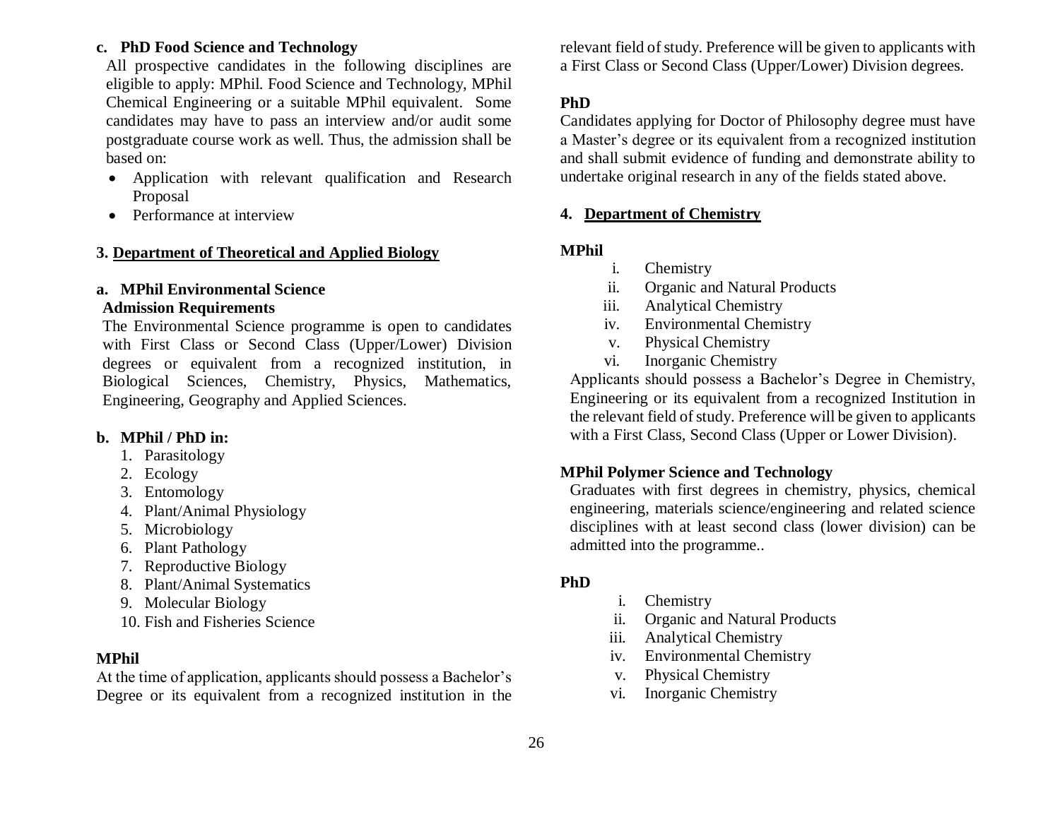**c. PhD Food Science and Technology**

All prospective candidates in the following disciplines are eligible to apply: MPhil. Food Science and Technology, MPhil Chemical Engineering or a suitable MPhil equivalent. Some candidates may have to pass an interview and/or audit some postgraduate course work as well. Thus, the admission shall be based on:

- Application with relevant qualification and Research Proposal
- Performance at interview

### 3. Department of Theoretical and Applied Biology

**a. MPhil Environmental Science**

**Admission Requirements**

The Environmental Science programme is open to candidates with First Class or Second Class (Upper/Lower) Division degrees or equivalent from a recognized institution, in Biological Sciences, Chemistry, Physics, Mathematics, Engineering, Geography and Applied Sciences.

**b. MPhil / PhD in:**

1. Parasitology
2. Ecology
3. Entomology
4. Plant/Animal Physiology
5. Microbiology
6. Plant Pathology
7. Reproductive Biology
8. Plant/Animal Systematics
9. Molecular Biology
10. Fish and Fisheries Science

**MPhil**

At the time of application, applicants should possess a Bachelor's Degree or its equivalent from a recognized institution in the relevant field of study. Preference will be given to applicants with a First Class or Second Class (Upper/Lower) Division degrees.

**PhD**

Candidates applying for Doctor of Philosophy degree must have a Master's degree or its equivalent from a recognized institution and shall submit evidence of funding and demonstrate ability to undertake original research in any of the fields stated above.

### 4. Department of Chemistry

**MPhil**

i. Chemistry
ii. Organic and Natural Products
iii. Analytical Chemistry
iv. Environmental Chemistry
v. Physical Chemistry
vi. Inorganic Chemistry

Applicants should possess a Bachelor's Degree in Chemistry, Engineering or its equivalent from a recognized Institution in the relevant field of study. Preference will be given to applicants with a First Class, Second Class (Upper or Lower Division).

**MPhil Polymer Science and Technology**

Graduates with first degrees in chemistry, physics, chemical engineering, materials science/engineering and related science disciplines with at least second class (lower division) can be admitted into the programme..

**PhD**

i. Chemistry
ii. Organic and Natural Products
iii. Analytical Chemistry
iv. Environmental Chemistry
v. Physical Chemistry
vi. Inorganic Chemistry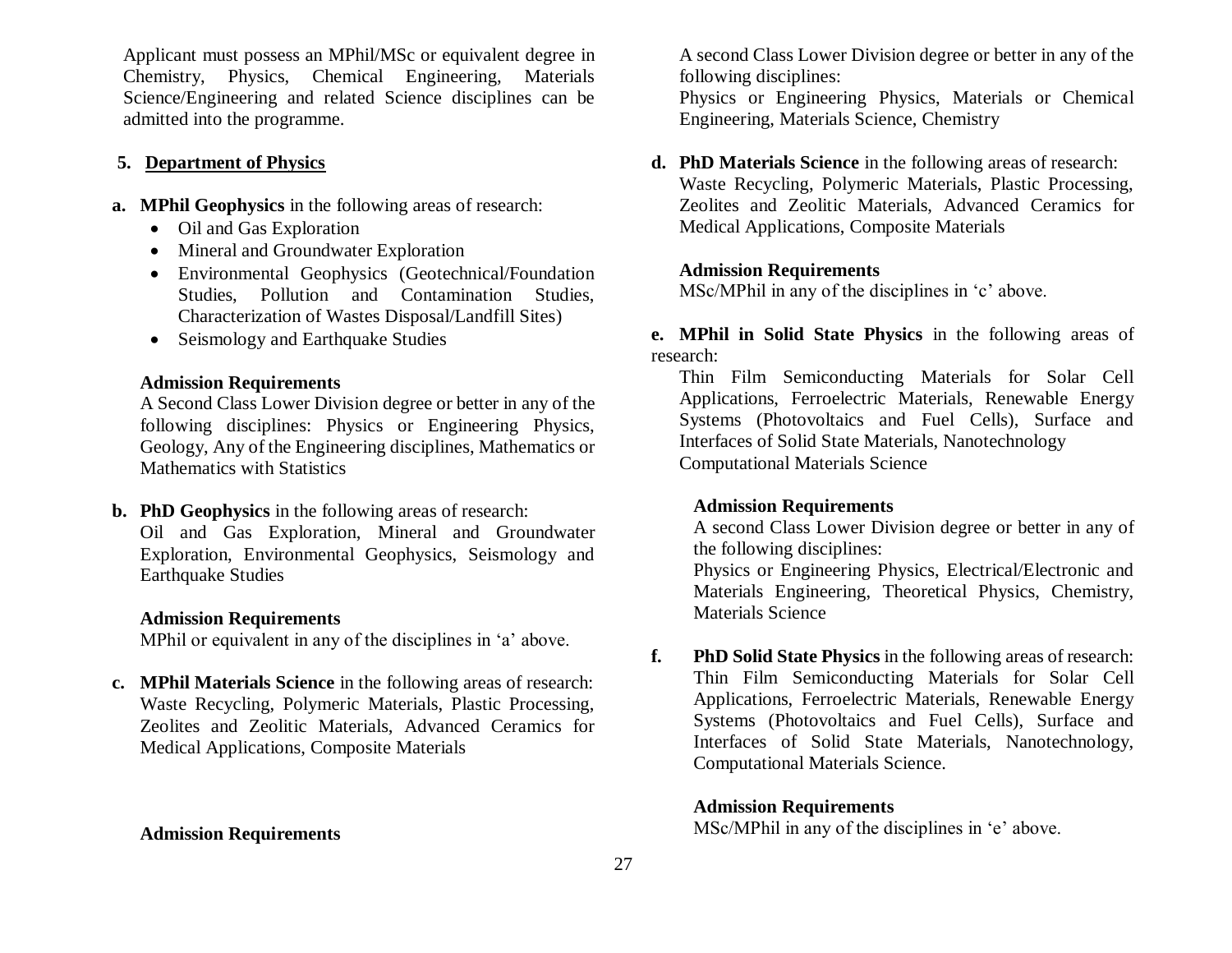Applicant must possess an MPhil/MSc or equivalent degree in Chemistry, Physics, Chemical Engineering, Materials Science/Engineering and related Science disciplines can be admitted into the programme.

## 5. Department of Physics

**a. MPhil Geophysics** in the following areas of research:

- Oil and Gas Exploration
- Mineral and Groundwater Exploration
- Environmental Geophysics (Geotechnical/Foundation Studies, Pollution and Contamination Studies, Characterization of Wastes Disposal/Landfill Sites)
- Seismology and Earthquake Studies

**Admission Requirements**

A Second Class Lower Division degree or better in any of the following disciplines: Physics or Engineering Physics, Geology, Any of the Engineering disciplines, Mathematics or Mathematics with Statistics

**b. PhD Geophysics** in the following areas of research:
Oil and Gas Exploration, Mineral and Groundwater Exploration, Environmental Geophysics, Seismology and Earthquake Studies

**Admission Requirements**

MPhil or equivalent in any of the disciplines in 'a' above.

**c. MPhil Materials Science** in the following areas of research:
Waste Recycling, Polymeric Materials, Plastic Processing, Zeolites and Zeolitic Materials, Advanced Ceramics for Medical Applications, Composite Materials

**Admission Requirements**

A second Class Lower Division degree or better in any of the following disciplines:
Physics or Engineering Physics, Materials or Chemical Engineering, Materials Science, Chemistry

**d. PhD Materials Science** in the following areas of research:
Waste Recycling, Polymeric Materials, Plastic Processing, Zeolites and Zeolitic Materials, Advanced Ceramics for Medical Applications, Composite Materials

**Admission Requirements**

MSc/MPhil in any of the disciplines in 'c' above.

**e. MPhil in Solid State Physics** in the following areas of research:
Thin Film Semiconducting Materials for Solar Cell Applications, Ferroelectric Materials, Renewable Energy Systems (Photovoltaics and Fuel Cells), Surface and Interfaces of Solid State Materials, Nanotechnology
Computational Materials Science

**Admission Requirements**

A second Class Lower Division degree or better in any of the following disciplines:
Physics or Engineering Physics, Electrical/Electronic and Materials Engineering, Theoretical Physics, Chemistry, Materials Science

**f. PhD Solid State Physics** in the following areas of research:
Thin Film Semiconducting Materials for Solar Cell Applications, Ferroelectric Materials, Renewable Energy Systems (Photovoltaics and Fuel Cells), Surface and Interfaces of Solid State Materials, Nanotechnology, Computational Materials Science.

**Admission Requirements**

MSc/MPhil in any of the disciplines in 'e' above.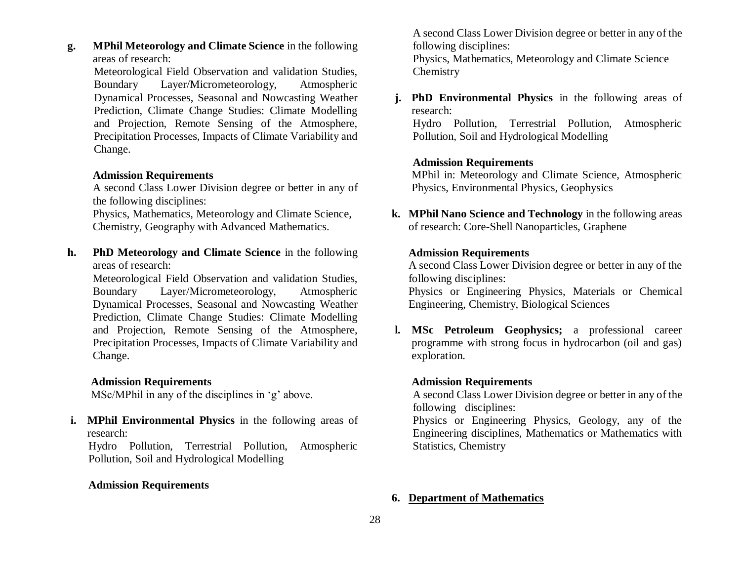**g. MPhil Meteorology and Climate Science** in the following areas of research:

Meteorological Field Observation and validation Studies, Boundary Layer/Micrometeorology, Atmospheric Dynamical Processes, Seasonal and Nowcasting Weather Prediction, Climate Change Studies: Climate Modelling and Projection, Remote Sensing of the Atmosphere, Precipitation Processes, Impacts of Climate Variability and Change.

**Admission Requirements**

A second Class Lower Division degree or better in any of the following disciplines:

Physics, Mathematics, Meteorology and Climate Science, Chemistry, Geography with Advanced Mathematics.

**h. PhD Meteorology and Climate Science** in the following areas of research:

Meteorological Field Observation and validation Studies, Boundary Layer/Micrometeorology, Atmospheric Dynamical Processes, Seasonal and Nowcasting Weather Prediction, Climate Change Studies: Climate Modelling and Projection, Remote Sensing of the Atmosphere, Precipitation Processes, Impacts of Climate Variability and Change.

**Admission Requirements**

MSc/MPhil in any of the disciplines in 'g' above.

**i. MPhil Environmental Physics** in the following areas of research:

Hydro Pollution, Terrestrial Pollution, Atmospheric Pollution, Soil and Hydrological Modelling

**Admission Requirements**

A second Class Lower Division degree or better in any of the following disciplines:

Physics, Mathematics, Meteorology and Climate Science Chemistry

**j. PhD Environmental Physics** in the following areas of research:

Hydro Pollution, Terrestrial Pollution, Atmospheric Pollution, Soil and Hydrological Modelling

**Admission Requirements**

MPhil in: Meteorology and Climate Science, Atmospheric Physics, Environmental Physics, Geophysics

**k. MPhil Nano Science and Technology** in the following areas of research: Core-Shell Nanoparticles, Graphene

**Admission Requirements**

A second Class Lower Division degree or better in any of the following disciplines:

Physics or Engineering Physics, Materials or Chemical Engineering, Chemistry, Biological Sciences

**l. MSc Petroleum Geophysics;** a professional career programme with strong focus in hydrocarbon (oil and gas) exploration.

**Admission Requirements**

A second Class Lower Division degree or better in any of the following disciplines:

Physics or Engineering Physics, Geology, any of the Engineering disciplines, Mathematics or Mathematics with Statistics, Chemistry

## 6. Department of Mathematics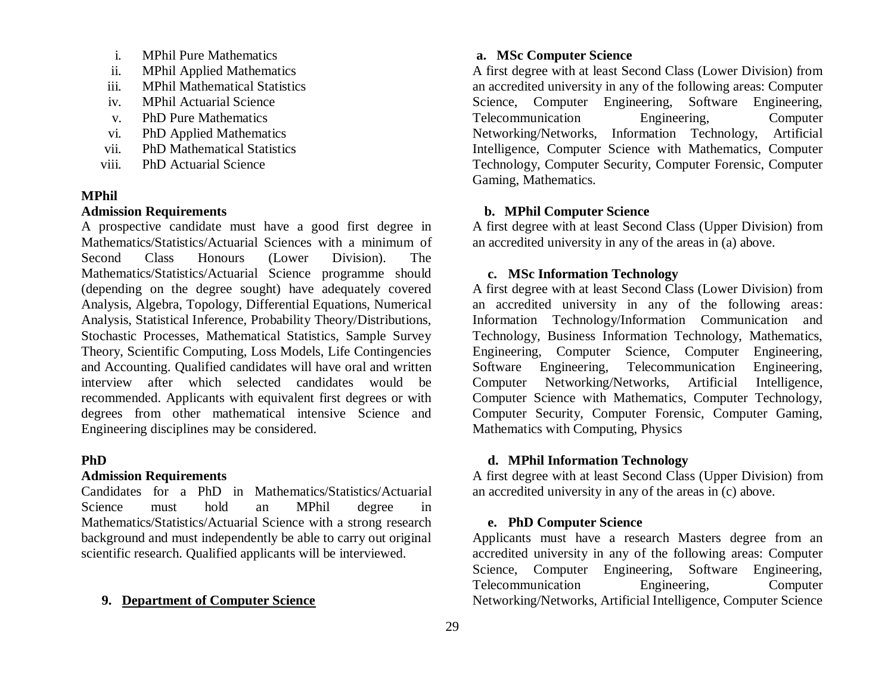i. MPhil Pure Mathematics
ii. MPhil Applied Mathematics
iii. MPhil Mathematical Statistics
iv. MPhil Actuarial Science
v. PhD Pure Mathematics
vi. PhD Applied Mathematics
vii. PhD Mathematical Statistics
viii. PhD Actuarial Science

**MPhil**

**Admission Requirements**

A prospective candidate must have a good first degree in Mathematics/Statistics/Actuarial Sciences with a minimum of Second Class Honours (Lower Division). The Mathematics/Statistics/Actuarial Science programme should (depending on the degree sought) have adequately covered Analysis, Algebra, Topology, Differential Equations, Numerical Analysis, Statistical Inference, Probability Theory/Distributions, Stochastic Processes, Mathematical Statistics, Sample Survey Theory, Scientific Computing, Loss Models, Life Contingencies and Accounting. Qualified candidates will have oral and written interview after which selected candidates would be recommended. Applicants with equivalent first degrees or with degrees from other mathematical intensive Science and Engineering disciplines may be considered.

**PhD**

**Admission Requirements**

Candidates for a PhD in Mathematics/Statistics/Actuarial Science must hold an MPhil degree in Mathematics/Statistics/Actuarial Science with a strong research background and must independently be able to carry out original scientific research. Qualified applicants will be interviewed.

## 9. Department of Computer Science

**a. MSc Computer Science**

A first degree with at least Second Class (Lower Division) from an accredited university in any of the following areas: Computer Science, Computer Engineering, Software Engineering, Telecommunication Engineering, Computer Networking/Networks, Information Technology, Artificial Intelligence, Computer Science with Mathematics, Computer Technology, Computer Security, Computer Forensic, Computer Gaming, Mathematics.

**b. MPhil Computer Science**

A first degree with at least Second Class (Upper Division) from an accredited university in any of the areas in (a) above.

**c. MSc Information Technology**

A first degree with at least Second Class (Lower Division) from an accredited university in any of the following areas: Information Technology/Information Communication and Technology, Business Information Technology, Mathematics, Engineering, Computer Science, Computer Engineering, Software Engineering, Telecommunication Engineering, Computer Networking/Networks, Artificial Intelligence, Computer Science with Mathematics, Computer Technology, Computer Security, Computer Forensic, Computer Gaming, Mathematics with Computing, Physics

**d. MPhil Information Technology**

A first degree with at least Second Class (Upper Division) from an accredited university in any of the areas in (c) above.

**e. PhD Computer Science**

Applicants must have a research Masters degree from an accredited university in any of the following areas: Computer Science, Computer Engineering, Software Engineering, Telecommunication Engineering, Computer Networking/Networks, Artificial Intelligence, Computer Science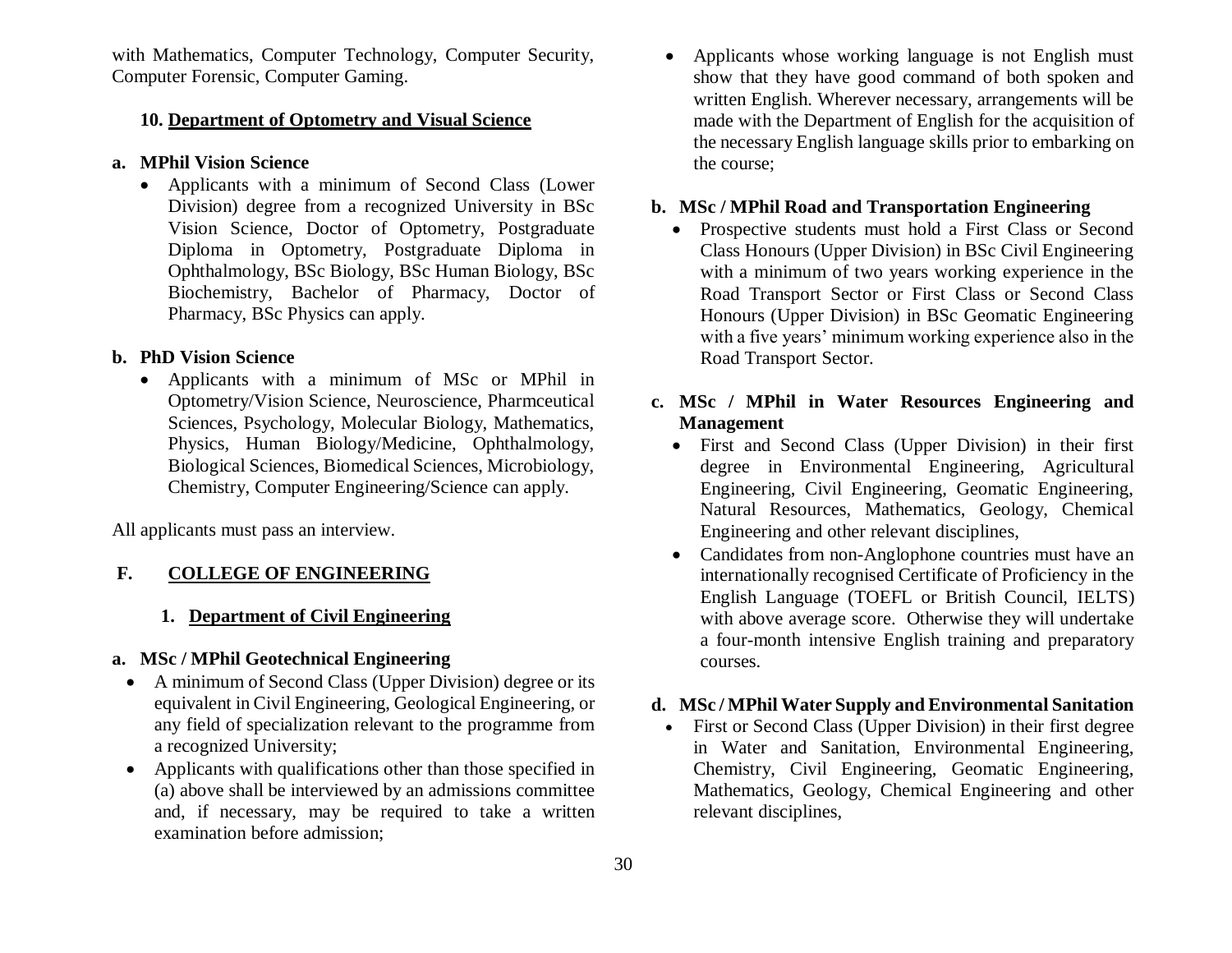with Mathematics, Computer Technology, Computer Security, Computer Forensic, Computer Gaming.

#### 10. Department of Optometry and Visual Science

**a. MPhil Vision Science**

- Applicants with a minimum of Second Class (Lower Division) degree from a recognized University in BSc Vision Science, Doctor of Optometry, Postgraduate Diploma in Optometry, Postgraduate Diploma in Ophthalmology, BSc Biology, BSc Human Biology, BSc Biochemistry, Bachelor of Pharmacy, Doctor of Pharmacy, BSc Physics can apply.

**b. PhD Vision Science**

- Applicants with a minimum of MSc or MPhil in Optometry/Vision Science, Neuroscience, Pharmceutical Sciences, Psychology, Molecular Biology, Mathematics, Physics, Human Biology/Medicine, Ophthalmology, Biological Sciences, Biomedical Sciences, Microbiology, Chemistry, Computer Engineering/Science can apply.

All applicants must pass an interview.

## F. COLLEGE OF ENGINEERING

### 1. Department of Civil Engineering

**a. MSc / MPhil Geotechnical Engineering**

- A minimum of Second Class (Upper Division) degree or its equivalent in Civil Engineering, Geological Engineering, or any field of specialization relevant to the programme from a recognized University;
- Applicants with qualifications other than those specified in (a) above shall be interviewed by an admissions committee and, if necessary, may be required to take a written examination before admission;
- Applicants whose working language is not English must show that they have good command of both spoken and written English. Wherever necessary, arrangements will be made with the Department of English for the acquisition of the necessary English language skills prior to embarking on the course;

**b. MSc / MPhil Road and Transportation Engineering**

- Prospective students must hold a First Class or Second Class Honours (Upper Division) in BSc Civil Engineering with a minimum of two years working experience in the Road Transport Sector or First Class or Second Class Honours (Upper Division) in BSc Geomatic Engineering with a five years' minimum working experience also in the Road Transport Sector.

**c. MSc / MPhil in Water Resources Engineering and Management**

- First and Second Class (Upper Division) in their first degree in Environmental Engineering, Agricultural Engineering, Civil Engineering, Geomatic Engineering, Natural Resources, Mathematics, Geology, Chemical Engineering and other relevant disciplines,
- Candidates from non-Anglophone countries must have an internationally recognised Certificate of Proficiency in the English Language (TOEFL or British Council, IELTS) with above average score. Otherwise they will undertake a four-month intensive English training and preparatory courses.

**d. MSc / MPhil Water Supply and Environmental Sanitation**

- First or Second Class (Upper Division) in their first degree in Water and Sanitation, Environmental Engineering, Chemistry, Civil Engineering, Geomatic Engineering, Mathematics, Geology, Chemical Engineering and other relevant disciplines,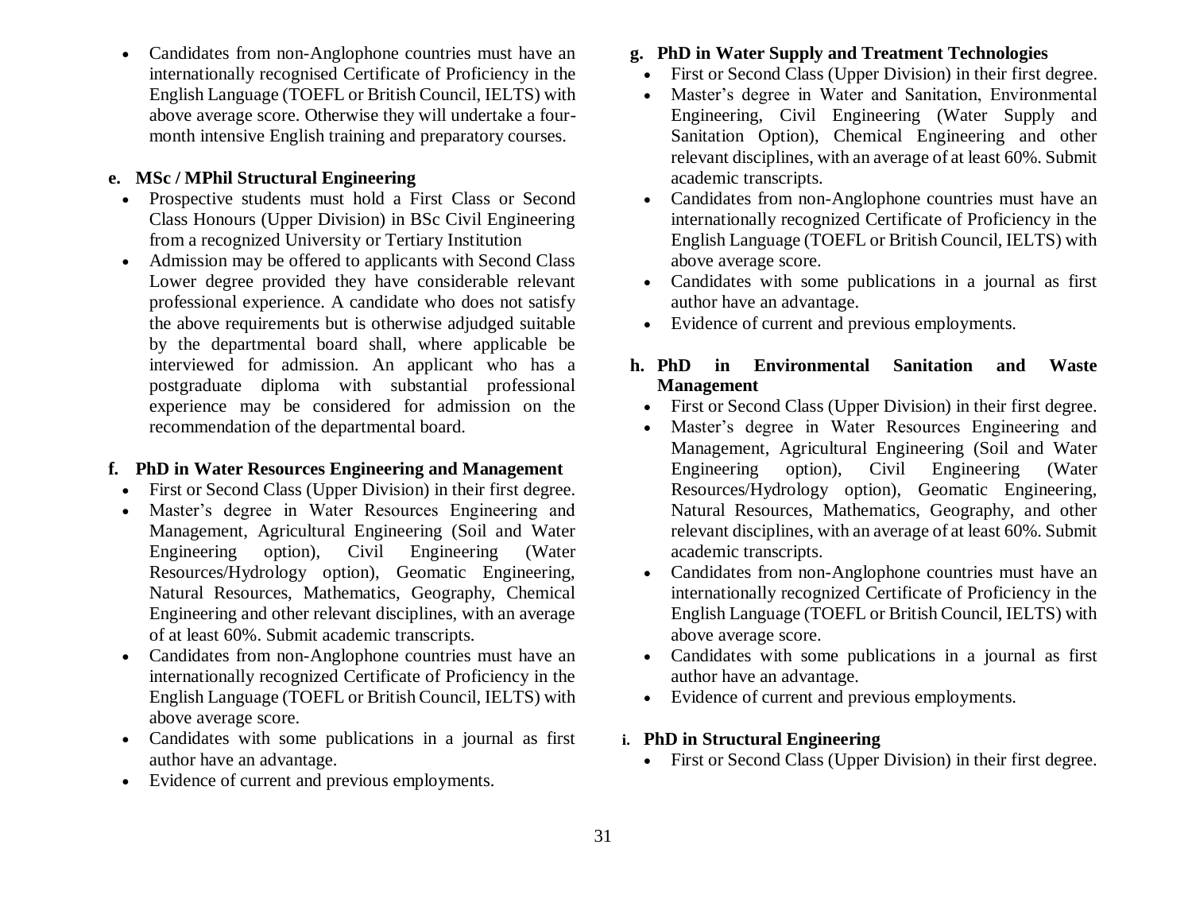- Candidates from non-Anglophone countries must have an internationally recognised Certificate of Proficiency in the English Language (TOEFL or British Council, IELTS) with above average score. Otherwise they will undertake a four-month intensive English training and preparatory courses.

**e. MSc / MPhil Structural Engineering**

- Prospective students must hold a First Class or Second Class Honours (Upper Division) in BSc Civil Engineering from a recognized University or Tertiary Institution
- Admission may be offered to applicants with Second Class Lower degree provided they have considerable relevant professional experience. A candidate who does not satisfy the above requirements but is otherwise adjudged suitable by the departmental board shall, where applicable be interviewed for admission. An applicant who has a postgraduate diploma with substantial professional experience may be considered for admission on the recommendation of the departmental board.

**f. PhD in Water Resources Engineering and Management**

- First or Second Class (Upper Division) in their first degree.
- Master's degree in Water Resources Engineering and Management, Agricultural Engineering (Soil and Water Engineering option), Civil Engineering (Water Resources/Hydrology option), Geomatic Engineering, Natural Resources, Mathematics, Geography, Chemical Engineering and other relevant disciplines, with an average of at least 60%. Submit academic transcripts.
- Candidates from non-Anglophone countries must have an internationally recognized Certificate of Proficiency in the English Language (TOEFL or British Council, IELTS) with above average score.
- Candidates with some publications in a journal as first author have an advantage.
- Evidence of current and previous employments.

**g. PhD in Water Supply and Treatment Technologies**

- First or Second Class (Upper Division) in their first degree.
- Master's degree in Water and Sanitation, Environmental Engineering, Civil Engineering (Water Supply and Sanitation Option), Chemical Engineering and other relevant disciplines, with an average of at least 60%. Submit academic transcripts.
- Candidates from non-Anglophone countries must have an internationally recognized Certificate of Proficiency in the English Language (TOEFL or British Council, IELTS) with above average score.
- Candidates with some publications in a journal as first author have an advantage.
- Evidence of current and previous employments.

**h. PhD in Environmental Sanitation and Waste Management**

- First or Second Class (Upper Division) in their first degree.
- Master's degree in Water Resources Engineering and Management, Agricultural Engineering (Soil and Water Engineering option), Civil Engineering (Water Resources/Hydrology option), Geomatic Engineering, Natural Resources, Mathematics, Geography, and other relevant disciplines, with an average of at least 60%. Submit academic transcripts.
- Candidates from non-Anglophone countries must have an internationally recognized Certificate of Proficiency in the English Language (TOEFL or British Council, IELTS) with above average score.
- Candidates with some publications in a journal as first author have an advantage.
- Evidence of current and previous employments.

**i. PhD in Structural Engineering**

- First or Second Class (Upper Division) in their first degree.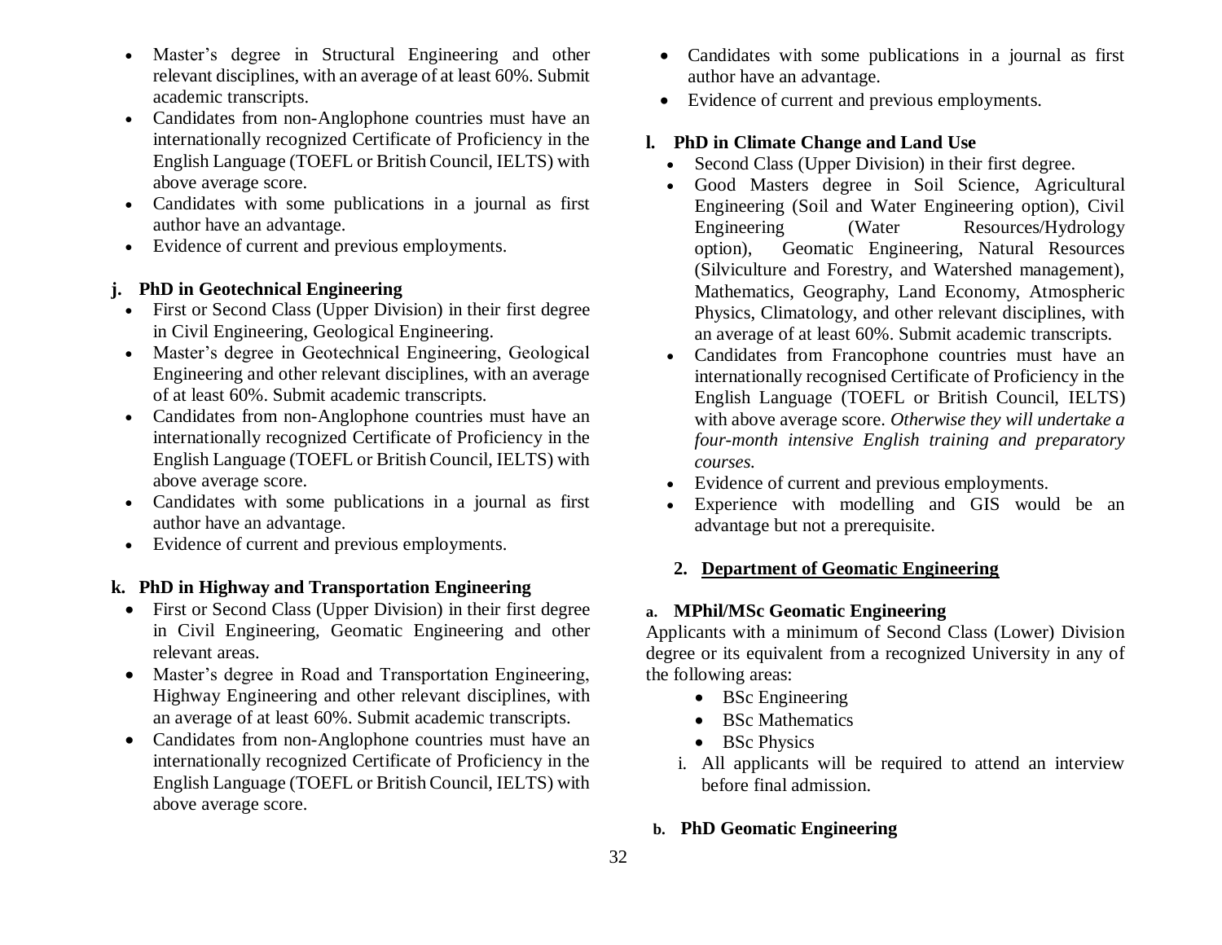- Master's degree in Structural Engineering and other relevant disciplines, with an average of at least 60%. Submit academic transcripts.
- Candidates from non-Anglophone countries must have an internationally recognized Certificate of Proficiency in the English Language (TOEFL or British Council, IELTS) with above average score.
- Candidates with some publications in a journal as first author have an advantage.
- Evidence of current and previous employments.

**j. PhD in Geotechnical Engineering**

- First or Second Class (Upper Division) in their first degree in Civil Engineering, Geological Engineering.
- Master's degree in Geotechnical Engineering, Geological Engineering and other relevant disciplines, with an average of at least 60%. Submit academic transcripts.
- Candidates from non-Anglophone countries must have an internationally recognized Certificate of Proficiency in the English Language (TOEFL or British Council, IELTS) with above average score.
- Candidates with some publications in a journal as first author have an advantage.
- Evidence of current and previous employments.

**k. PhD in Highway and Transportation Engineering**

- First or Second Class (Upper Division) in their first degree in Civil Engineering, Geomatic Engineering and other relevant areas.
- Master's degree in Road and Transportation Engineering, Highway Engineering and other relevant disciplines, with an average of at least 60%. Submit academic transcripts.
- Candidates from non-Anglophone countries must have an internationally recognized Certificate of Proficiency in the English Language (TOEFL or British Council, IELTS) with above average score.
- Candidates with some publications in a journal as first author have an advantage.
- Evidence of current and previous employments.

**l. PhD in Climate Change and Land Use**

- Second Class (Upper Division) in their first degree.
- Good Masters degree in Soil Science, Agricultural Engineering (Soil and Water Engineering option), Civil Engineering (Water Resources/Hydrology option), Geomatic Engineering, Natural Resources (Silviculture and Forestry, and Watershed management), Mathematics, Geography, Land Economy, Atmospheric Physics, Climatology, and other relevant disciplines, with an average of at least 60%. Submit academic transcripts.
- Candidates from Francophone countries must have an internationally recognised Certificate of Proficiency in the English Language (TOEFL or British Council, IELTS) with above average score. *Otherwise they will undertake a four-month intensive English training and preparatory courses.*
- Evidence of current and previous employments.
- Experience with modelling and GIS would be an advantage but not a prerequisite.

## 2. Department of Geomatic Engineering

**a. MPhil/MSc Geomatic Engineering**

Applicants with a minimum of Second Class (Lower) Division degree or its equivalent from a recognized University in any of the following areas:

- BSc Engineering
- BSc Mathematics
- BSc Physics

i. All applicants will be required to attend an interview before final admission.

**b. PhD Geomatic Engineering**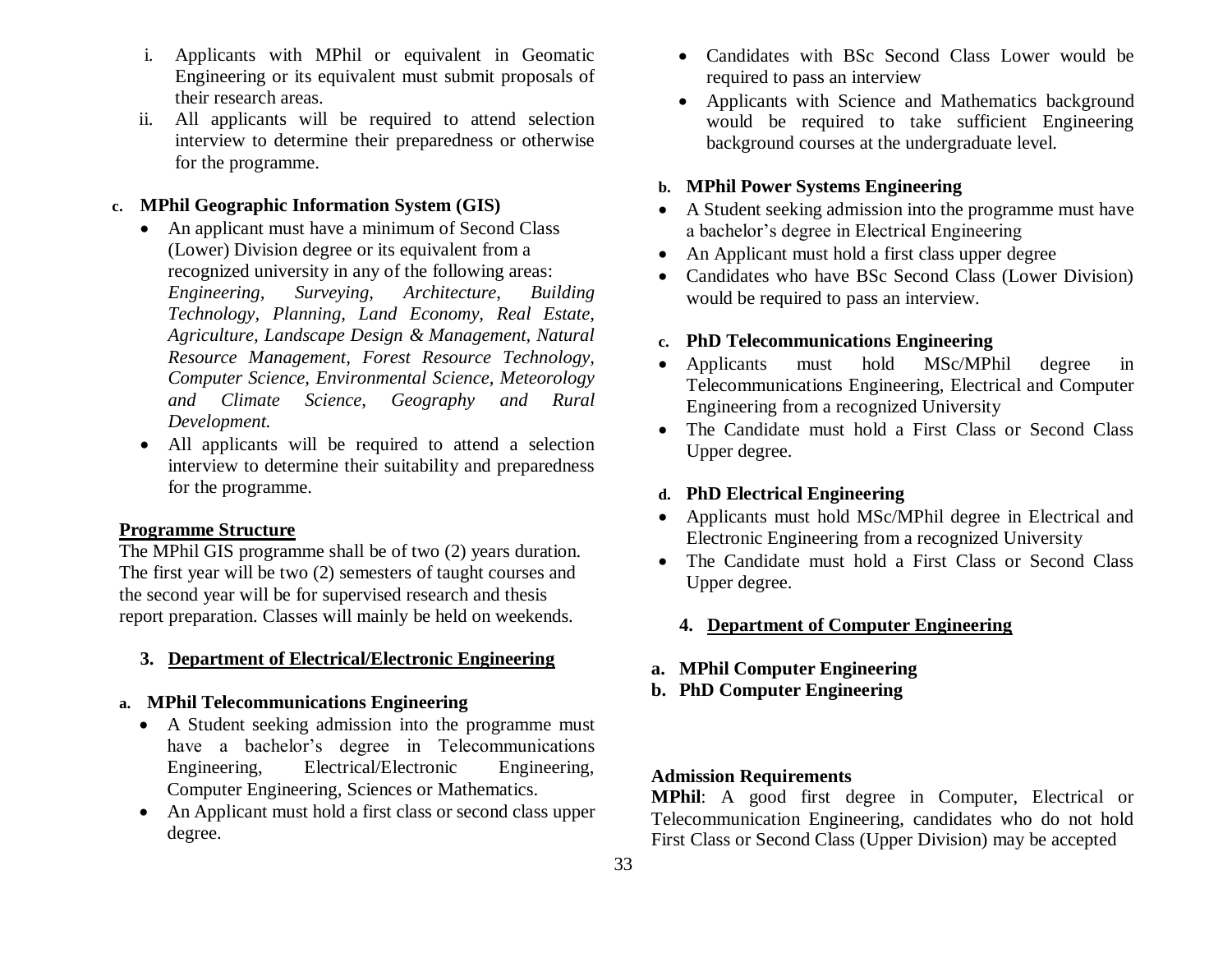i. Applicants with MPhil or equivalent in Geomatic Engineering or its equivalent must submit proposals of their research areas.
ii. All applicants will be required to attend selection interview to determine their preparedness or otherwise for the programme.

### c. MPhil Geographic Information System (GIS)

- An applicant must have a minimum of Second Class (Lower) Division degree or its equivalent from a recognized university in any of the following areas: *Engineering, Surveying, Architecture, Building Technology, Planning, Land Economy, Real Estate, Agriculture, Landscape Design & Management, Natural Resource Management, Forest Resource Technology, Computer Science, Environmental Science, Meteorology and Climate Science, Geography and Rural Development.*
- All applicants will be required to attend a selection interview to determine their suitability and preparedness for the programme.

**Programme Structure**

The MPhil GIS programme shall be of two (2) years duration. The first year will be two (2) semesters of taught courses and the second year will be for supervised research and thesis report preparation. Classes will mainly be held on weekends.

## 3. Department of Electrical/Electronic Engineering

### a. MPhil Telecommunications Engineering

- A Student seeking admission into the programme must have a bachelor's degree in Telecommunications Engineering, Electrical/Electronic Engineering, Computer Engineering, Sciences or Mathematics.
- An Applicant must hold a first class or second class upper degree.
- Candidates with BSc Second Class Lower would be required to pass an interview
- Applicants with Science and Mathematics background would be required to take sufficient Engineering background courses at the undergraduate level.

### b. MPhil Power Systems Engineering

- A Student seeking admission into the programme must have a bachelor's degree in Electrical Engineering
- An Applicant must hold a first class upper degree
- Candidates who have BSc Second Class (Lower Division) would be required to pass an interview.

### c. PhD Telecommunications Engineering

- Applicants must hold MSc/MPhil degree in Telecommunications Engineering, Electrical and Computer Engineering from a recognized University
- The Candidate must hold a First Class or Second Class Upper degree.

### d. PhD Electrical Engineering

- Applicants must hold MSc/MPhil degree in Electrical and Electronic Engineering from a recognized University
- The Candidate must hold a First Class or Second Class Upper degree.

## 4. Department of Computer Engineering

**a. MPhil Computer Engineering**
**b. PhD Computer Engineering**

**Admission Requirements**

**MPhil**: A good first degree in Computer, Electrical or Telecommunication Engineering, candidates who do not hold First Class or Second Class (Upper Division) may be accepted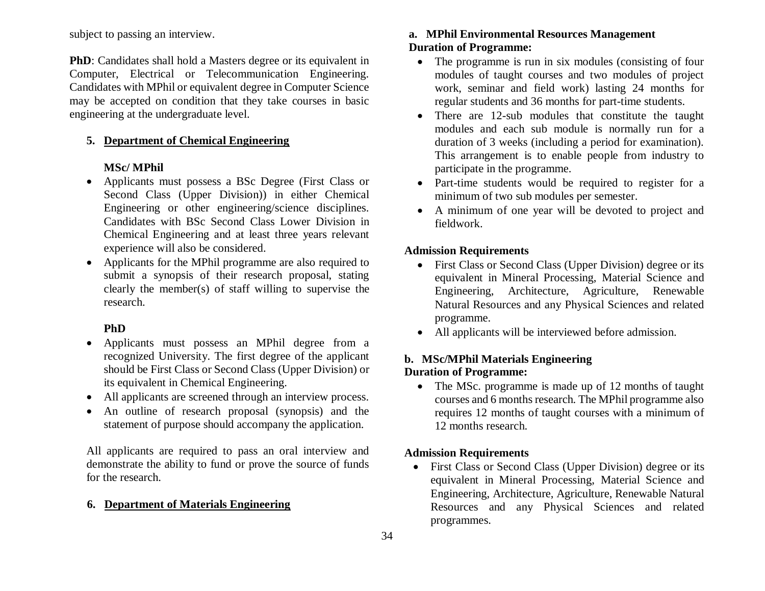subject to passing an interview.

**PhD**: Candidates shall hold a Masters degree or its equivalent in Computer, Electrical or Telecommunication Engineering. Candidates with MPhil or equivalent degree in Computer Science may be accepted on condition that they take courses in basic engineering at the undergraduate level.

### 5. Department of Chemical Engineering

**MSc/ MPhil**

- Applicants must possess a BSc Degree (First Class or Second Class (Upper Division)) in either Chemical Engineering or other engineering/science disciplines. Candidates with BSc Second Class Lower Division in Chemical Engineering and at least three years relevant experience will also be considered.
- Applicants for the MPhil programme are also required to submit a synopsis of their research proposal, stating clearly the member(s) of staff willing to supervise the research.

**PhD**

- Applicants must possess an MPhil degree from a recognized University. The first degree of the applicant should be First Class or Second Class (Upper Division) or its equivalent in Chemical Engineering.
- All applicants are screened through an interview process.
- An outline of research proposal (synopsis) and the statement of purpose should accompany the application.

All applicants are required to pass an oral interview and demonstrate the ability to fund or prove the source of funds for the research.

### 6. Department of Materials Engineering

**a. MPhil Environmental Resources Management**
**Duration of Programme:**

- The programme is run in six modules (consisting of four modules of taught courses and two modules of project work, seminar and field work) lasting 24 months for regular students and 36 months for part-time students.
- There are 12-sub modules that constitute the taught modules and each sub module is normally run for a duration of 3 weeks (including a period for examination). This arrangement is to enable people from industry to participate in the programme.
- Part-time students would be required to register for a minimum of two sub modules per semester.
- A minimum of one year will be devoted to project and fieldwork.

**Admission Requirements**

- First Class or Second Class (Upper Division) degree or its equivalent in Mineral Processing, Material Science and Engineering, Architecture, Agriculture, Renewable Natural Resources and any Physical Sciences and related programme.
- All applicants will be interviewed before admission.

**b. MSc/MPhil Materials Engineering**
**Duration of Programme:**

- The MSc. programme is made up of 12 months of taught courses and 6 months research. The MPhil programme also requires 12 months of taught courses with a minimum of 12 months research.

**Admission Requirements**

- First Class or Second Class (Upper Division) degree or its equivalent in Mineral Processing, Material Science and Engineering, Architecture, Agriculture, Renewable Natural Resources and any Physical Sciences and related programmes.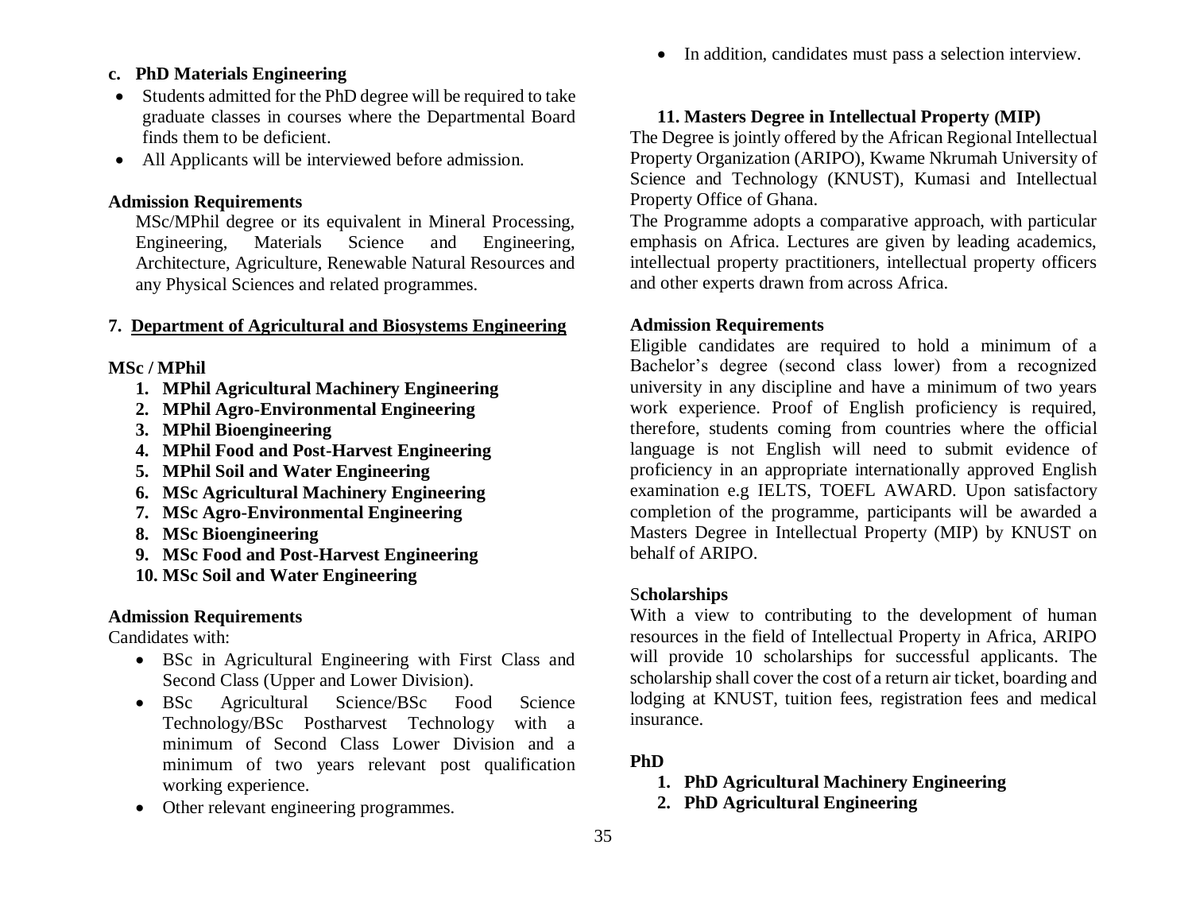#### c. PhD Materials Engineering

- Students admitted for the PhD degree will be required to take graduate classes in courses where the Departmental Board finds them to be deficient.
- All Applicants will be interviewed before admission.

#### Admission Requirements

MSc/MPhil degree or its equivalent in Mineral Processing, Engineering, Materials Science and Engineering, Architecture, Agriculture, Renewable Natural Resources and any Physical Sciences and related programmes.

### 7. Department of Agricultural and Biosystems Engineering

#### MSc / MPhil

1. **MPhil Agricultural Machinery Engineering**
2. **MPhil Agro-Environmental Engineering**
3. **MPhil Bioengineering**
4. **MPhil Food and Post-Harvest Engineering**
5. **MPhil Soil and Water Engineering**
6. **MSc Agricultural Machinery Engineering**
7. **MSc Agro-Environmental Engineering**
8. **MSc Bioengineering**
9. **MSc Food and Post-Harvest Engineering**
10. **MSc Soil and Water Engineering**

#### Admission Requirements

Candidates with:

- BSc in Agricultural Engineering with First Class and Second Class (Upper and Lower Division).
- BSc Agricultural Science/BSc Food Science Technology/BSc Postharvest Technology with a minimum of Second Class Lower Division and a minimum of two years relevant post qualification working experience.
- Other relevant engineering programmes.
- In addition, candidates must pass a selection interview.

#### 11. Masters Degree in Intellectual Property (MIP)

The Degree is jointly offered by the African Regional Intellectual Property Organization (ARIPO), Kwame Nkrumah University of Science and Technology (KNUST), Kumasi and Intellectual Property Office of Ghana.

The Programme adopts a comparative approach, with particular emphasis on Africa. Lectures are given by leading academics, intellectual property practitioners, intellectual property officers and other experts drawn from across Africa.

#### Admission Requirements

Eligible candidates are required to hold a minimum of a Bachelor's degree (second class lower) from a recognized university in any discipline and have a minimum of two years work experience. Proof of English proficiency is required, therefore, students coming from countries where the official language is not English will need to submit evidence of proficiency in an appropriate internationally approved English examination e.g IELTS, TOEFL AWARD. Upon satisfactory completion of the programme, participants will be awarded a Masters Degree in Intellectual Property (MIP) by KNUST on behalf of ARIPO.

#### Scholarships

With a view to contributing to the development of human resources in the field of Intellectual Property in Africa, ARIPO will provide 10 scholarships for successful applicants. The scholarship shall cover the cost of a return air ticket, boarding and lodging at KNUST, tuition fees, registration fees and medical insurance.

#### PhD

1. **PhD Agricultural Machinery Engineering**
2. **PhD Agricultural Engineering**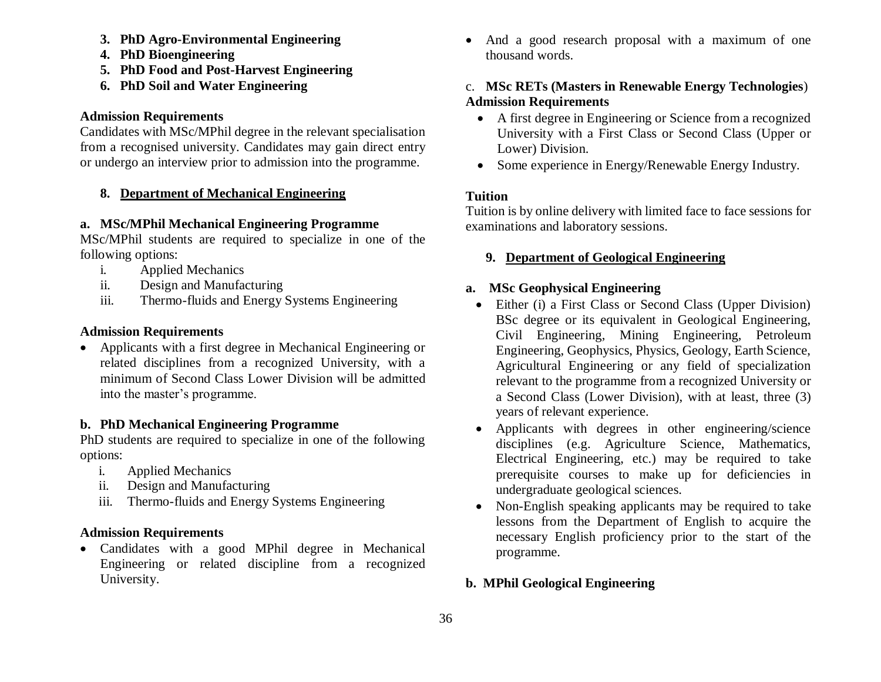3. **PhD Agro-Environmental Engineering**
4. **PhD Bioengineering**
5. **PhD Food and Post-Harvest Engineering**
6. **PhD Soil and Water Engineering**

**Admission Requirements**

Candidates with MSc/MPhil degree in the relevant specialisation from a recognised university. Candidates may gain direct entry or undergo an interview prior to admission into the programme.

## 8. Department of Mechanical Engineering

### a. MSc/MPhil Mechanical Engineering Programme

MSc/MPhil students are required to specialize in one of the following options:

i. Applied Mechanics
ii. Design and Manufacturing
iii. Thermo-fluids and Energy Systems Engineering

**Admission Requirements**

- Applicants with a first degree in Mechanical Engineering or related disciplines from a recognized University, with a minimum of Second Class Lower Division will be admitted into the master's programme.

### b. PhD Mechanical Engineering Programme

PhD students are required to specialize in one of the following options:

i. Applied Mechanics
ii. Design and Manufacturing
iii. Thermo-fluids and Energy Systems Engineering

**Admission Requirements**

- Candidates with a good MPhil degree in Mechanical Engineering or related discipline from a recognized University.
- And a good research proposal with a maximum of one thousand words.

### c. MSc RETs (Masters in Renewable Energy Technologies)

**Admission Requirements**

- A first degree in Engineering or Science from a recognized University with a First Class or Second Class (Upper or Lower) Division.
- Some experience in Energy/Renewable Energy Industry.

**Tuition**

Tuition is by online delivery with limited face to face sessions for examinations and laboratory sessions.

## 9. Department of Geological Engineering

### a. MSc Geophysical Engineering

- Either (i) a First Class or Second Class (Upper Division) BSc degree or its equivalent in Geological Engineering, Civil Engineering, Mining Engineering, Petroleum Engineering, Geophysics, Physics, Geology, Earth Science, Agricultural Engineering or any field of specialization relevant to the programme from a recognized University or a Second Class (Lower Division), with at least, three (3) years of relevant experience.
- Applicants with degrees in other engineering/science disciplines (e.g. Agriculture Science, Mathematics, Electrical Engineering, etc.) may be required to take prerequisite courses to make up for deficiencies in undergraduate geological sciences.
- Non-English speaking applicants may be required to take lessons from the Department of English to acquire the necessary English proficiency prior to the start of the programme.

### b. MPhil Geological Engineering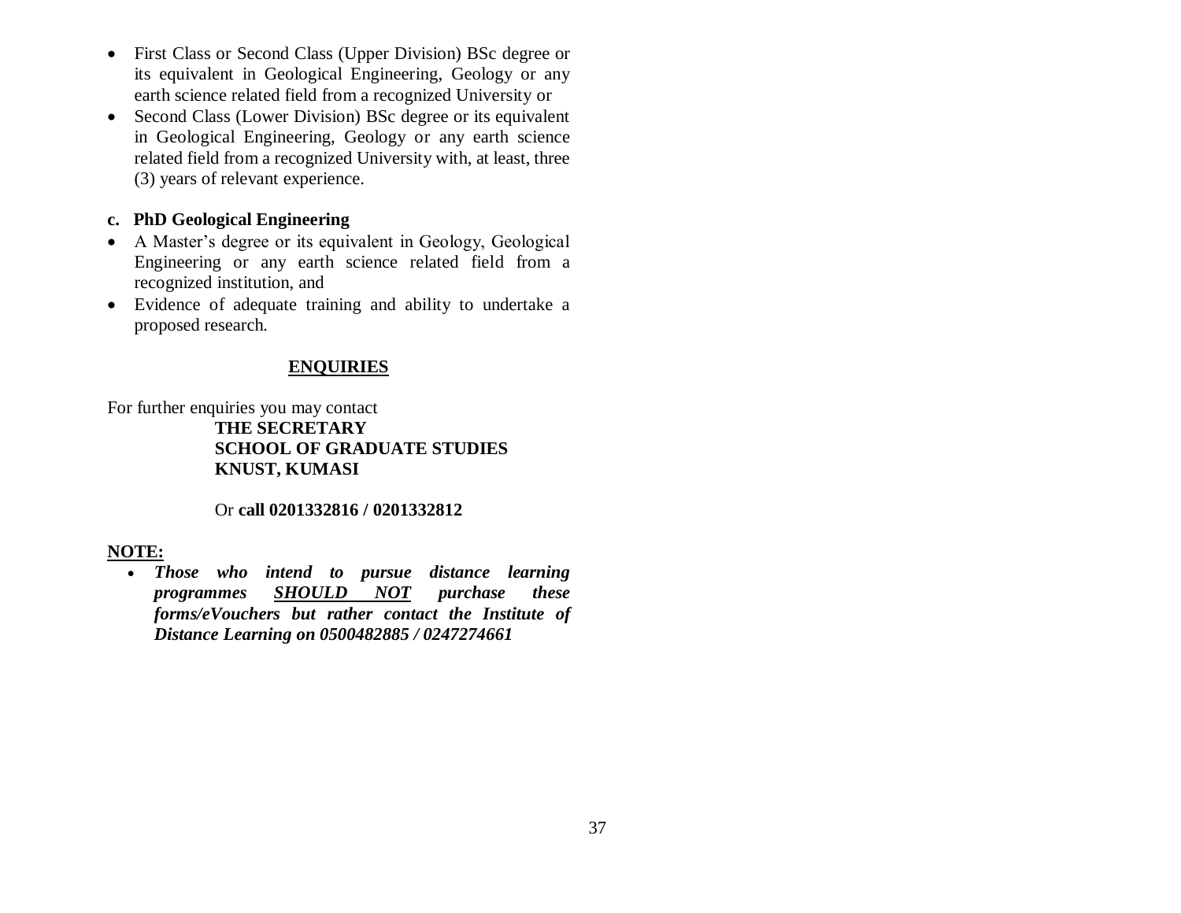- First Class or Second Class (Upper Division) BSc degree or its equivalent in Geological Engineering, Geology or any earth science related field from a recognized University or
- Second Class (Lower Division) BSc degree or its equivalent in Geological Engineering, Geology or any earth science related field from a recognized University with, at least, three (3) years of relevant experience.

**c. PhD Geological Engineering**

- A Master's degree or its equivalent in Geology, Geological Engineering or any earth science related field from a recognized institution, and
- Evidence of adequate training and ability to undertake a proposed research.

## ENQUIRIES

For further enquiries you may contact

**THE SECRETARY**
**SCHOOL OF GRADUATE STUDIES**
**KNUST, KUMASI**

Or **call 0201332816 / 0201332812**

**NOTE:**

- ***Those who intend to pursue distance learning programmes SHOULD NOT purchase these forms/eVouchers but rather contact the Institute of Distance Learning on 0500482885 / 0247274661***